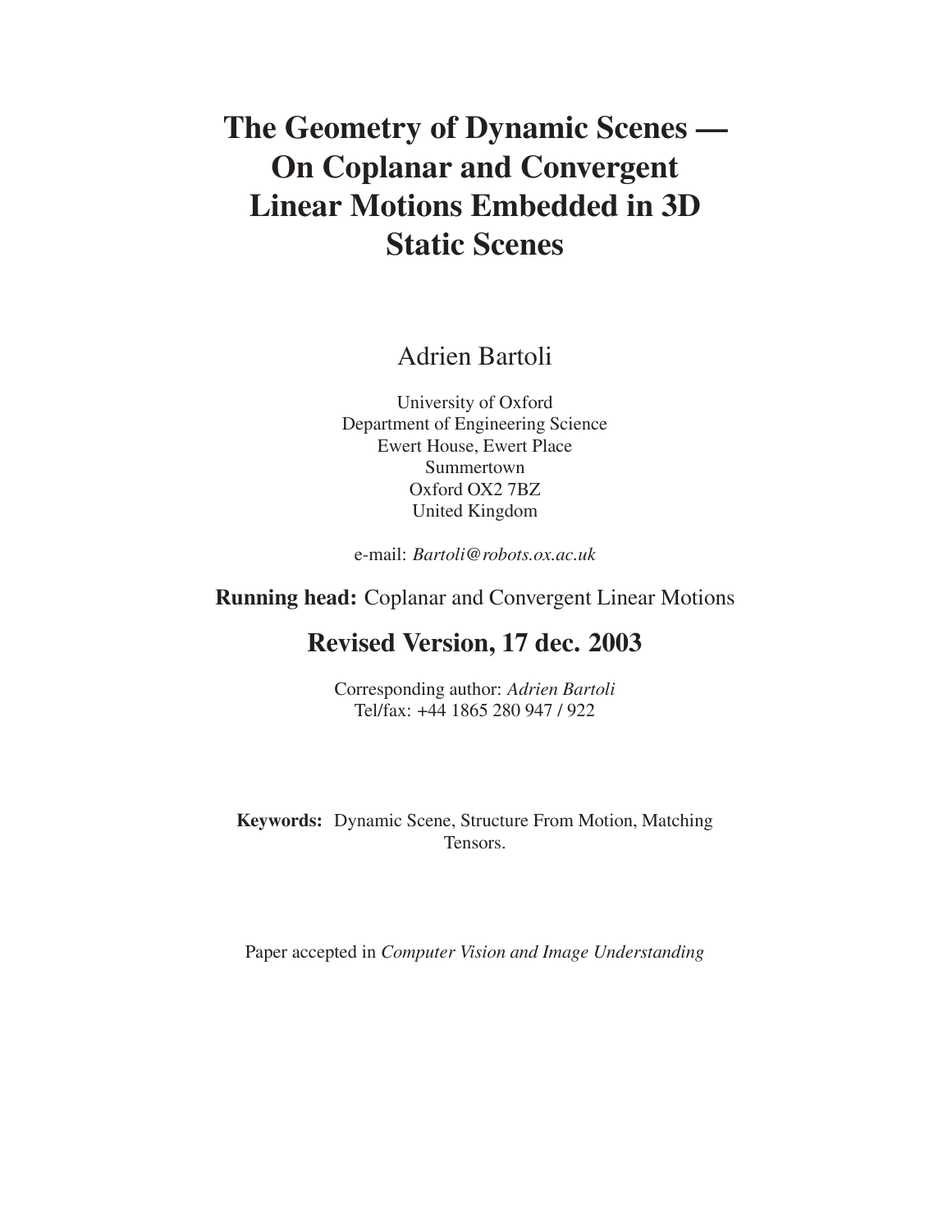# The Geometry of Dynamic Scenes — On Coplanar and Convergent Linear Motions Embedded in 3D Static Scenes

Adrien Bartoli

University of Oxford
Department of Engineering Science
Ewert House, Ewert Place
Summertown
Oxford OX2 7BZ
United Kingdom

e-mail: *Bartoli@robots.ox.ac.uk*

**Running head:** Coplanar and Convergent Linear Motions

## Revised Version, 17 dec. 2003

Corresponding author: *Adrien Bartoli*
Tel/fax: +44 1865 280 947 / 922

**Keywords:** Dynamic Scene, Structure From Motion, Matching Tensors.

Paper accepted in *Computer Vision and Image Understanding*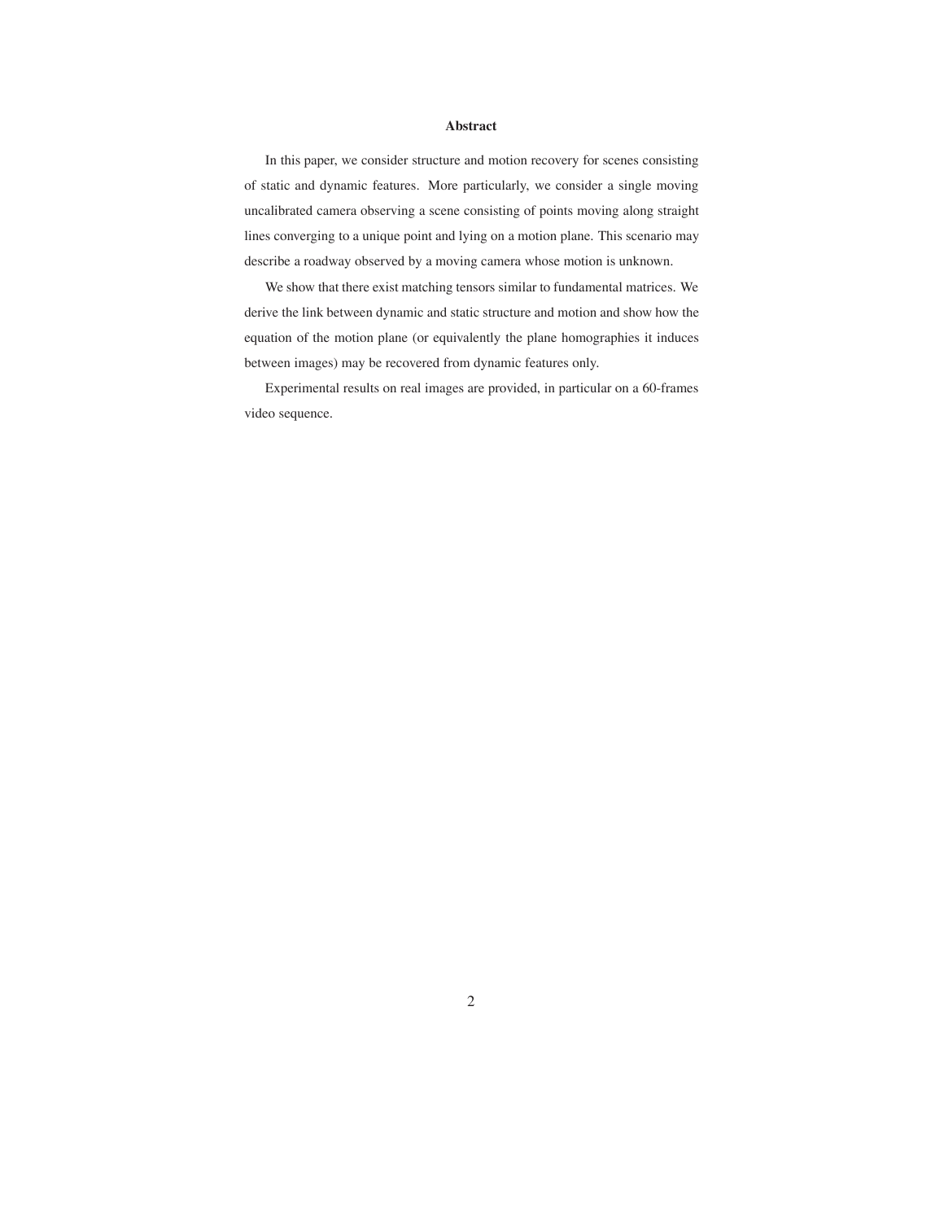## Abstract

In this paper, we consider structure and motion recovery for scenes consisting of static and dynamic features. More particularly, we consider a single moving uncalibrated camera observing a scene consisting of points moving along straight lines converging to a unique point and lying on a motion plane. This scenario may describe a roadway observed by a moving camera whose motion is unknown.

We show that there exist matching tensors similar to fundamental matrices. We derive the link between dynamic and static structure and motion and show how the equation of the motion plane (or equivalently the plane homographies it induces between images) may be recovered from dynamic features only.

Experimental results on real images are provided, in particular on a 60-frames video sequence.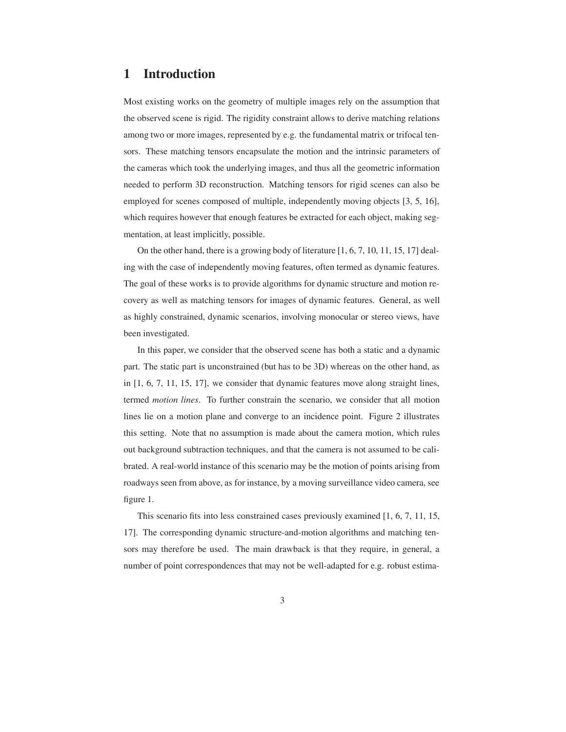# 1 Introduction

Most existing works on the geometry of multiple images rely on the assumption that the observed scene is rigid. The rigidity constraint allows to derive matching relations among two or more images, represented by e.g. the fundamental matrix or trifocal tensors. These matching tensors encapsulate the motion and the intrinsic parameters of the cameras which took the underlying images, and thus all the geometric information needed to perform 3D reconstruction. Matching tensors for rigid scenes can also be employed for scenes composed of multiple, independently moving objects [3, 5, 16], which requires however that enough features be extracted for each object, making segmentation, at least implicitly, possible.

On the other hand, there is a growing body of literature [1, 6, 7, 10, 11, 15, 17] dealing with the case of independently moving features, often termed as dynamic features. The goal of these works is to provide algorithms for dynamic structure and motion recovery as well as matching tensors for images of dynamic features. General, as well as highly constrained, dynamic scenarios, involving monocular or stereo views, have been investigated.

In this paper, we consider that the observed scene has both a static and a dynamic part. The static part is unconstrained (but has to be 3D) whereas on the other hand, as in [1, 6, 7, 11, 15, 17], we consider that dynamic features move along straight lines, termed *motion lines*. To further constrain the scenario, we consider that all motion lines lie on a motion plane and converge to an incidence point. Figure 2 illustrates this setting. Note that no assumption is made about the camera motion, which rules out background subtraction techniques, and that the camera is not assumed to be calibrated. A real-world instance of this scenario may be the motion of points arising from roadways seen from above, as for instance, by a moving surveillance video camera, see figure 1.

This scenario fits into less constrained cases previously examined [1, 6, 7, 11, 15, 17]. The corresponding dynamic structure-and-motion algorithms and matching tensors may therefore be used. The main drawback is that they require, in general, a number of point correspondences that may not be well-adapted for e.g. robust estima-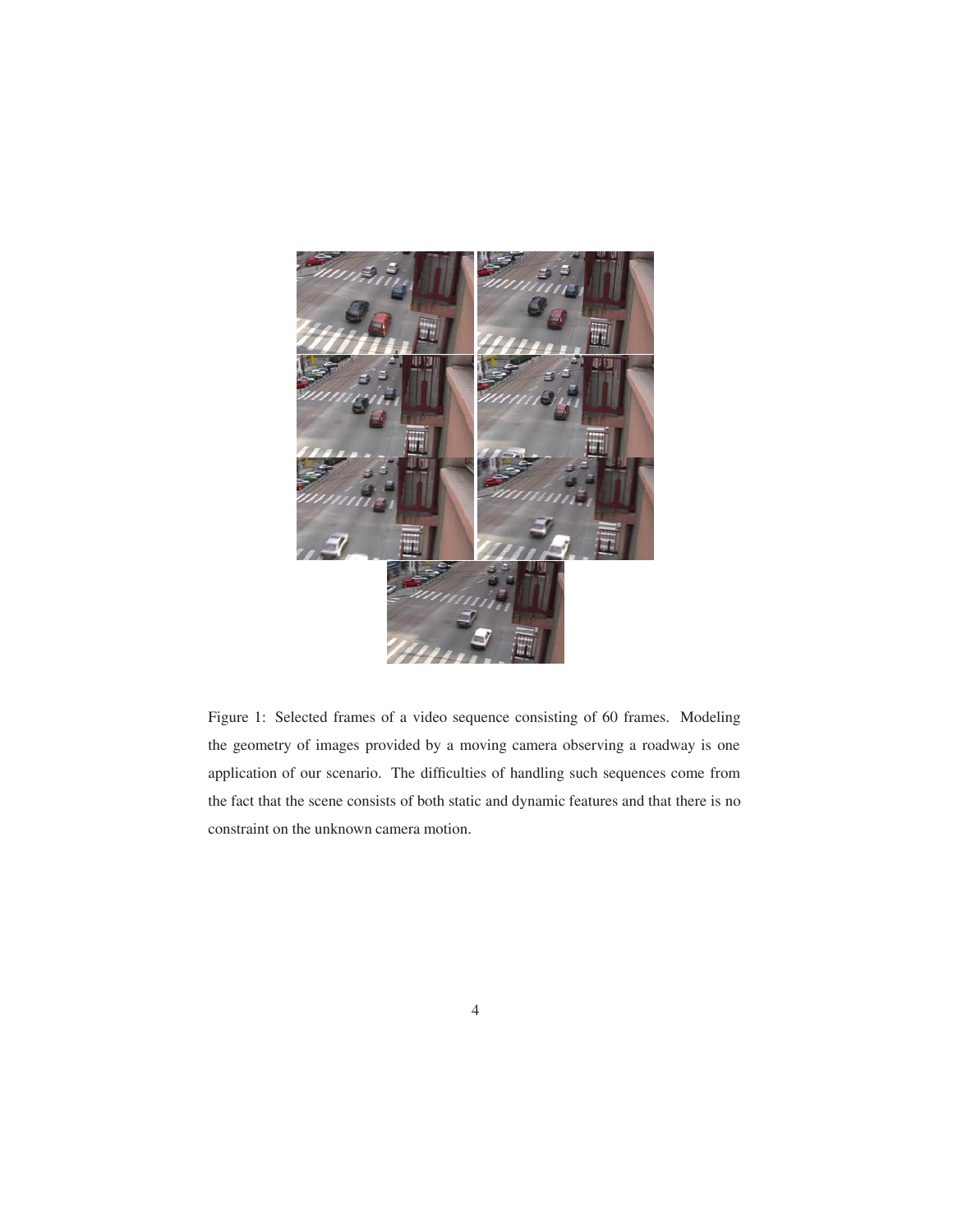Figure 1: Selected frames of a video sequence consisting of 60 frames. Modeling the geometry of images provided by a moving camera observing a roadway is one application of our scenario. The difficulties of handling such sequences come from the fact that the scene consists of both static and dynamic features and that there is no constraint on the unknown camera motion.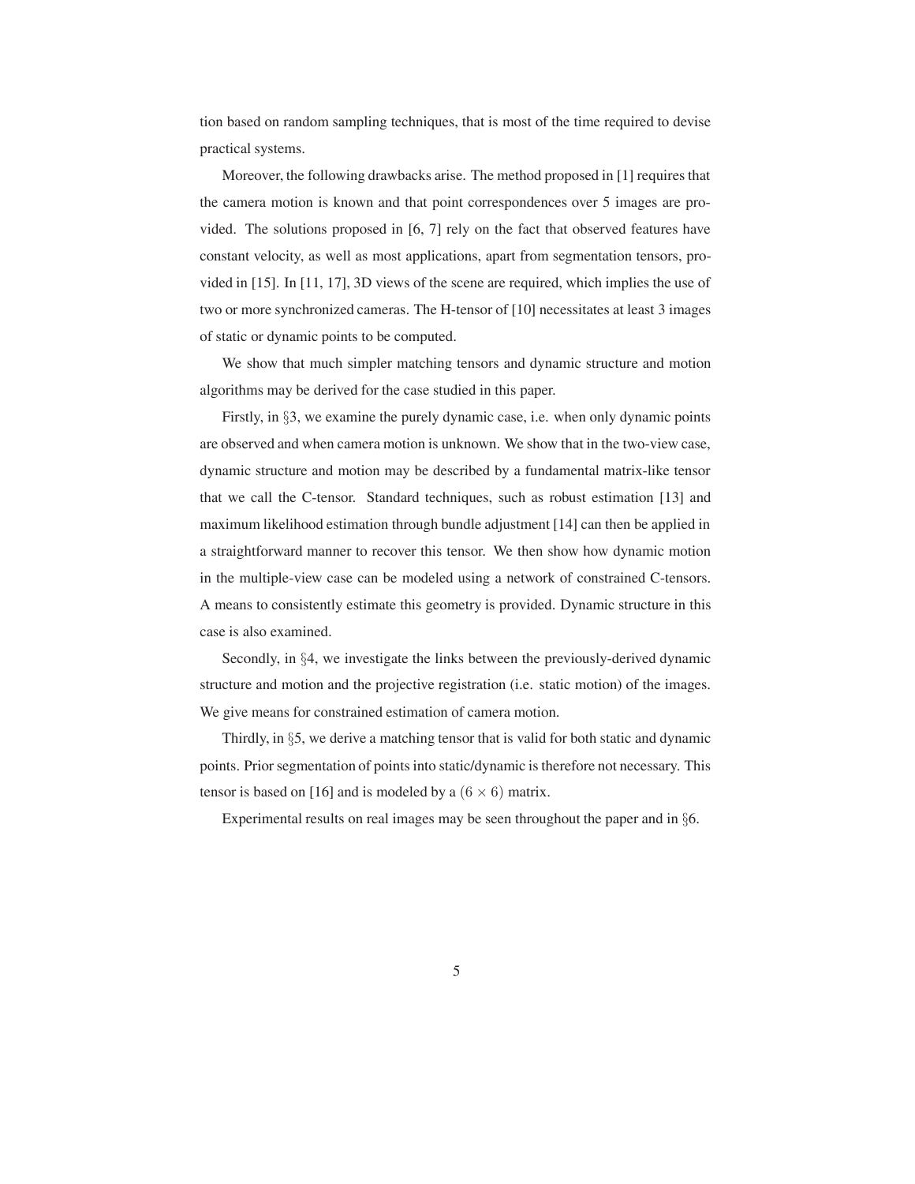tion based on random sampling techniques, that is most of the time required to devise practical systems.

Moreover, the following drawbacks arise. The method proposed in [1] requires that the camera motion is known and that point correspondences over 5 images are provided. The solutions proposed in [6, 7] rely on the fact that observed features have constant velocity, as well as most applications, apart from segmentation tensors, provided in [15]. In [11, 17], 3D views of the scene are required, which implies the use of two or more synchronized cameras. The H-tensor of [10] necessitates at least 3 images of static or dynamic points to be computed.

We show that much simpler matching tensors and dynamic structure and motion algorithms may be derived for the case studied in this paper.

Firstly, in §3, we examine the purely dynamic case, i.e. when only dynamic points are observed and when camera motion is unknown. We show that in the two-view case, dynamic structure and motion may be described by a fundamental matrix-like tensor that we call the C-tensor. Standard techniques, such as robust estimation [13] and maximum likelihood estimation through bundle adjustment [14] can then be applied in a straightforward manner to recover this tensor. We then show how dynamic motion in the multiple-view case can be modeled using a network of constrained C-tensors. A means to consistently estimate this geometry is provided. Dynamic structure in this case is also examined.

Secondly, in §4, we investigate the links between the previously-derived dynamic structure and motion and the projective registration (i.e. static motion) of the images. We give means for constrained estimation of camera motion.

Thirdly, in §5, we derive a matching tensor that is valid for both static and dynamic points. Prior segmentation of points into static/dynamic is therefore not necessary. This tensor is based on [16] and is modeled by a $(6 \times 6)$ matrix.

Experimental results on real images may be seen throughout the paper and in §6.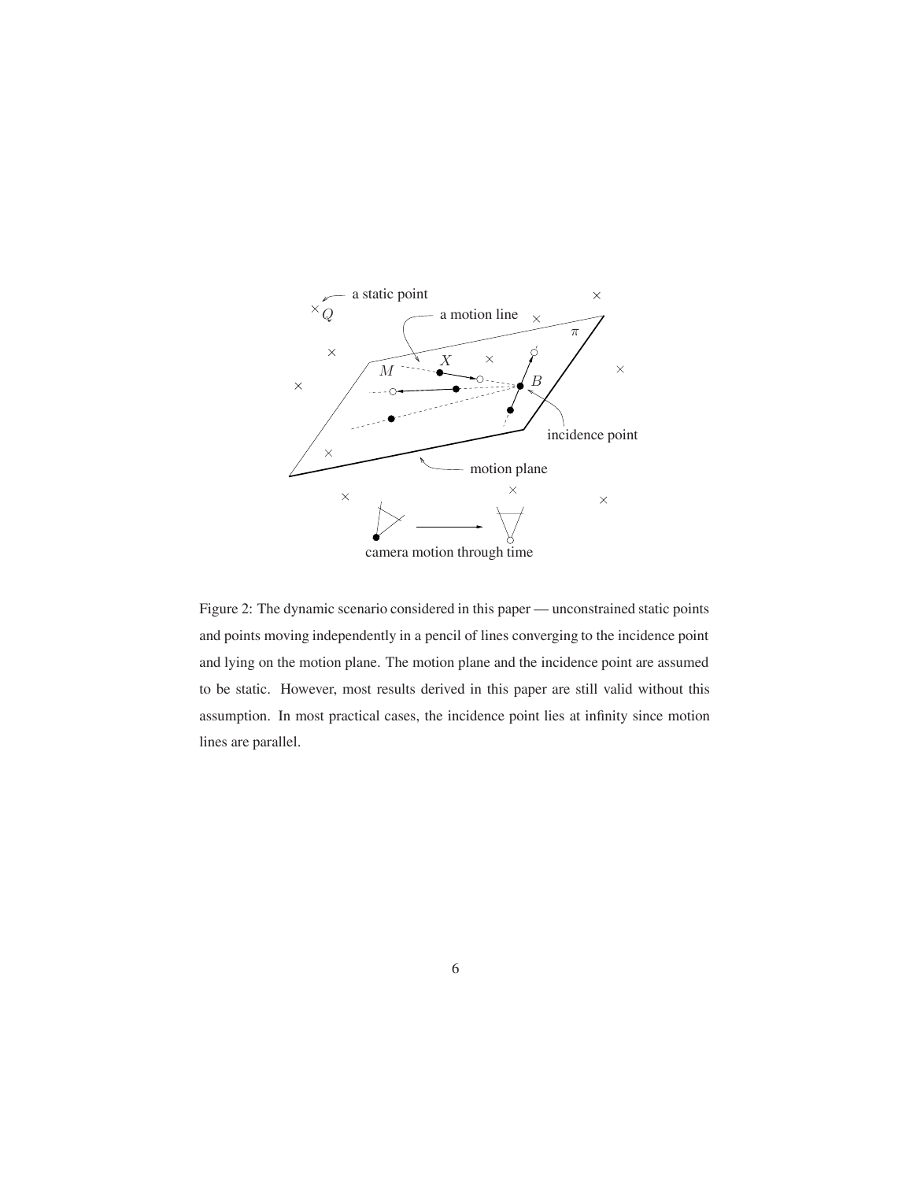Figure 2: The dynamic scenario considered in this paper — unconstrained static points and points moving independently in a pencil of lines converging to the incidence point and lying on the motion plane. The motion plane and the incidence point are assumed to be static. However, most results derived in this paper are still valid without this assumption. In most practical cases, the incidence point lies at infinity since motion lines are parallel.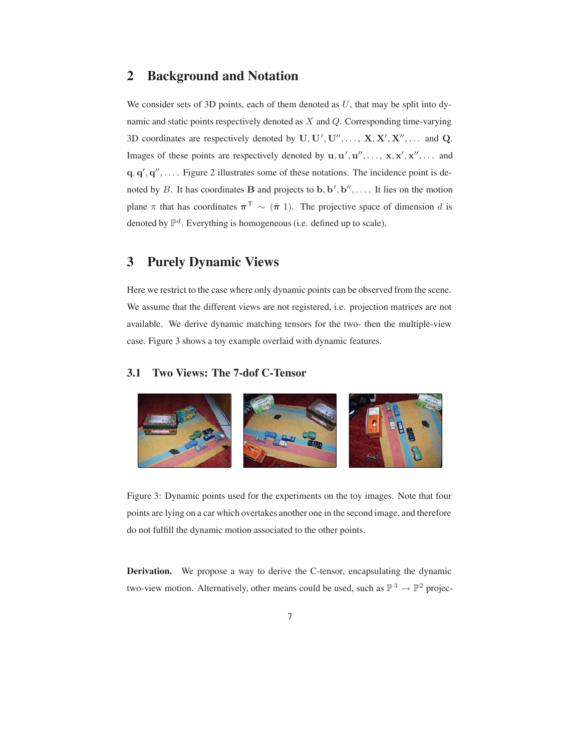## 2 Background and Notation

We consider sets of 3D points, each of them denoted as $U$, that may be split into dynamic and static points respectively denoted as $X$ and $Q$. Corresponding time-varying 3D coordinates are respectively denoted by $\mathbf{U}, \mathbf{U}', \mathbf{U}'', \ldots,$ $\mathbf{X}, \mathbf{X}', \mathbf{X}'', \ldots$ and $\mathbf{Q}$. Images of these points are respectively denoted by $\mathbf{u}, \mathbf{u}', \mathbf{u}'', \ldots,$ $\mathbf{x}, \mathbf{x}', \mathbf{x}'', \ldots$ and $\mathbf{q}, \mathbf{q}', \mathbf{q}'', \ldots$. Figure 2 illustrates some of these notations. The incidence point is denoted by $B$. It has coordinates $\mathbf{B}$ and projects to $\mathbf{b}, \mathbf{b}', \mathbf{b}'', \ldots$. It lies on the motion plane $\pi$ that has coordinates $\boldsymbol{\pi}^{\mathsf{T}} \sim (\bar{\boldsymbol{\pi}}\ 1)$. The projective space of dimension $d$ is denoted by $\mathbb{P}^d$. Everything is homogeneous (i.e. defined up to scale).

## 3 Purely Dynamic Views

Here we restrict to the case where only dynamic points can be observed from the scene. We assume that the different views are not registered, i.e. projection matrices are not available. We derive dynamic matching tensors for the two- then the multiple-view case. Figure 3 shows a toy example overlaid with dynamic features.

### 3.1 Two Views: The 7-dof C-Tensor

Figure 3: Dynamic points used for the experiments on the toy images. Note that four points are lying on a car which overtakes another one in the second image, and therefore do not fulfill the dynamic motion associated to the other points.

**Derivation.** We propose a way to derive the C-tensor, encapsulating the dynamic two-view motion. Alternatively, other means could be used, such as $\mathbb{P}^3 \rightarrow \mathbb{P}^2$ projec-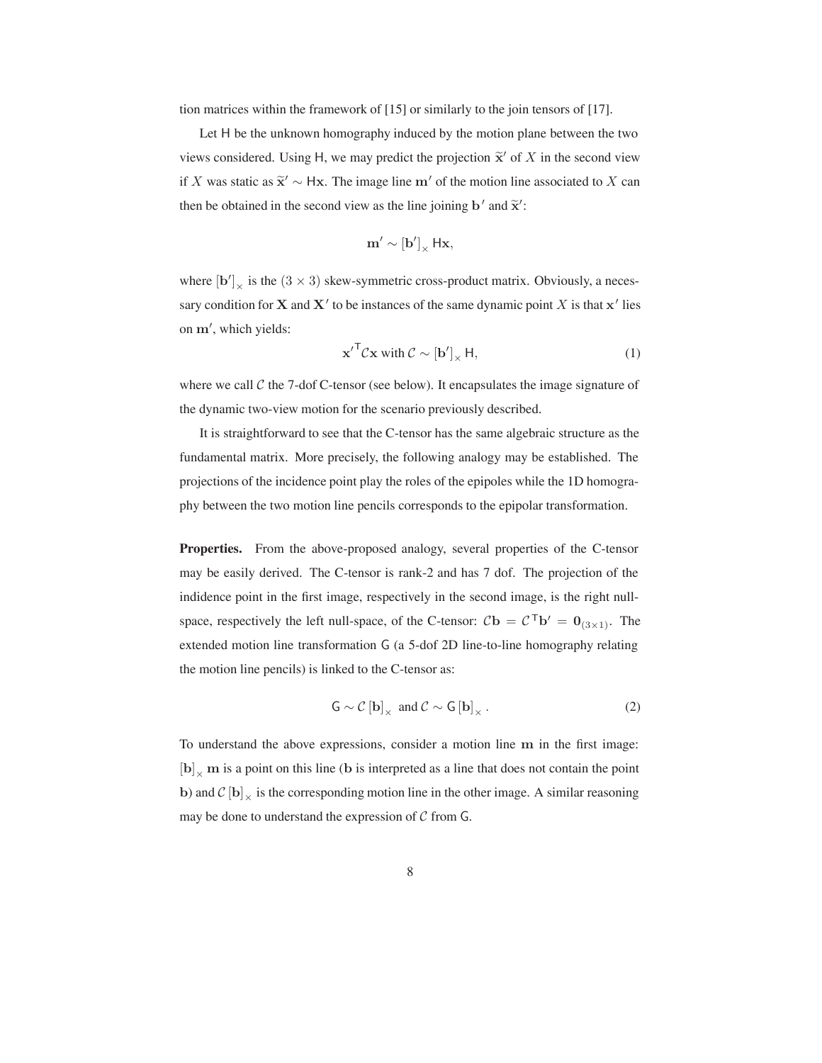tion matrices within the framework of [15] or similarly to the join tensors of [17].

Let $\mathsf{H}$ be the unknown homography induced by the motion plane between the two views considered. Using $\mathsf{H}$, we may predict the projection $\widetilde{\mathbf{x}}'$ of $X$ in the second view if $X$ was static as $\widetilde{\mathbf{x}}' \sim \mathsf{H}\mathbf{x}$. The image line $\mathbf{m}'$ of the motion line associated to $X$ can then be obtained in the second view as the line joining $\mathbf{b}'$ and $\widetilde{\mathbf{x}}'$:

$$\mathbf{m}' \sim [\mathbf{b}']_\times \mathsf{H}\mathbf{x},$$

where $[\mathbf{b}']_\times$ is the $(3 \times 3)$ skew-symmetric cross-product matrix. Obviously, a necessary condition for $\mathbf{X}$ and $\mathbf{X}'$ to be instances of the same dynamic point $X$ is that $\mathbf{x}'$ lies on $\mathbf{m}'$, which yields:

$$\mathbf{x}'^{\mathsf{T}} \mathcal{C} \mathbf{x} \text{ with } \mathcal{C} \sim [\mathbf{b}']_\times \mathsf{H}, \tag{1}$$

where we call $\mathcal{C}$ the 7-dof C-tensor (see below). It encapsulates the image signature of the dynamic two-view motion for the scenario previously described.

It is straightforward to see that the C-tensor has the same algebraic structure as the fundamental matrix. More precisely, the following analogy may be established. The projections of the incidence point play the roles of the epipoles while the 1D homography between the two motion line pencils corresponds to the epipolar transformation.

**Properties.** From the above-proposed analogy, several properties of the C-tensor may be easily derived. The C-tensor is rank-2 and has 7 dof. The projection of the indidence point in the first image, respectively in the second image, is the right null-space, respectively the left null-space, of the C-tensor: $\mathcal{C}\mathbf{b} = \mathcal{C}^{\mathsf{T}}\mathbf{b}' = \mathbf{0}_{(3\times1)}$. The extended motion line transformation $\mathsf{G}$ (a 5-dof 2D line-to-line homography relating the motion line pencils) is linked to the C-tensor as:

$$\mathsf{G} \sim \mathcal{C}\,[\mathbf{b}]_\times \text{ and } \mathcal{C} \sim \mathsf{G}\,[\mathbf{b}]_\times . \tag{2}$$

To understand the above expressions, consider a motion line $\mathbf{m}$ in the first image: $[\mathbf{b}]_\times \mathbf{m}$ is a point on this line ($\mathbf{b}$ is interpreted as a line that does not contain the point $\mathbf{b}$) and $\mathcal{C}\,[\mathbf{b}]_\times$ is the corresponding motion line in the other image. A similar reasoning may be done to understand the expression of $\mathcal{C}$ from $\mathsf{G}$.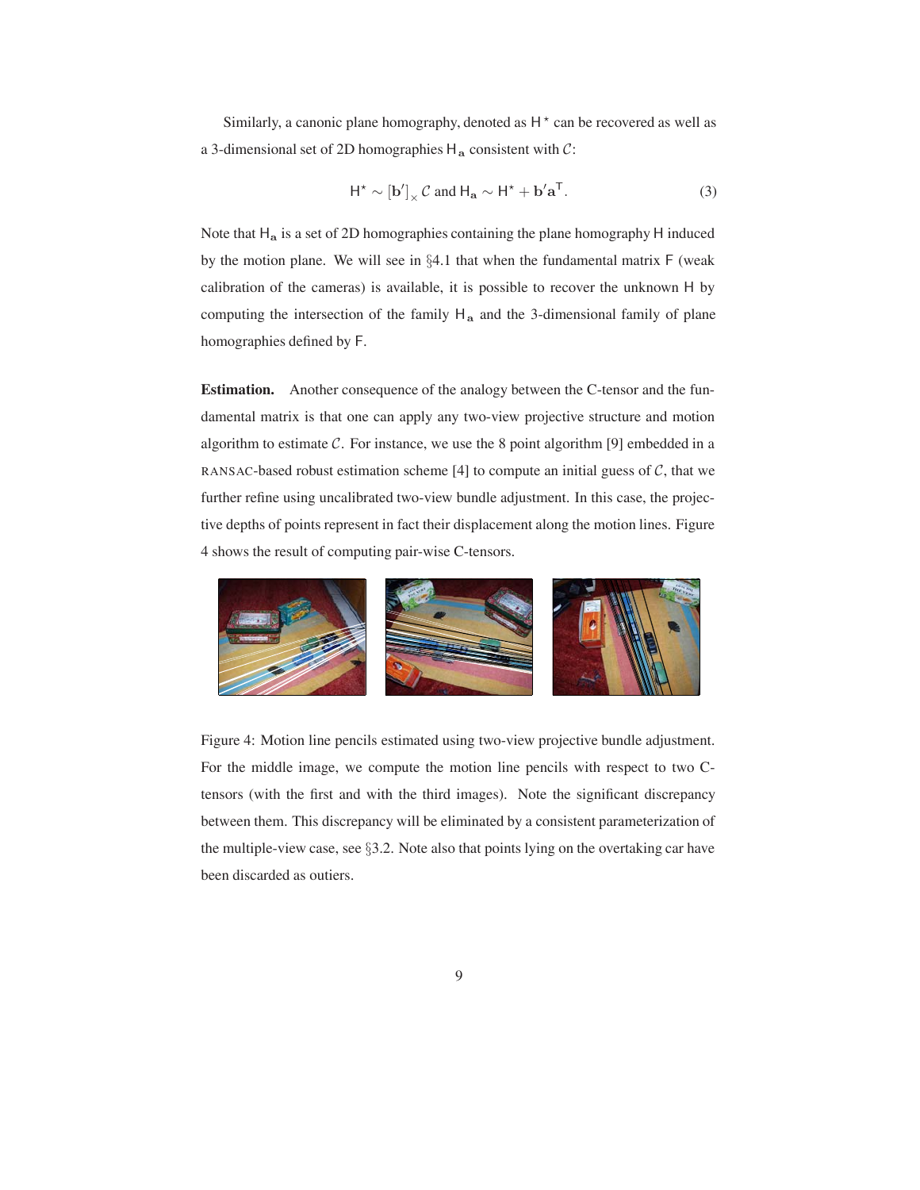Similarly, a canonic plane homography, denoted as $\mathsf{H}^\star$ can be recovered as well as a 3-dimensional set of 2D homographies $\mathsf{H}_\mathbf{a}$ consistent with $\mathcal{C}$:

$$\mathsf{H}^\star \sim [\mathbf{b}']_\times \mathcal{C} \text{ and } \mathsf{H}_\mathbf{a} \sim \mathsf{H}^\star + \mathbf{b}'\mathbf{a}^\mathsf{T}. \tag{3}$$

Note that $\mathsf{H}_\mathbf{a}$ is a set of 2D homographies containing the plane homography $\mathsf{H}$ induced by the motion plane. We will see in §4.1 that when the fundamental matrix $\mathsf{F}$ (weak calibration of the cameras) is available, it is possible to recover the unknown $\mathsf{H}$ by computing the intersection of the family $\mathsf{H}_\mathbf{a}$ and the 3-dimensional family of plane homographies defined by $\mathsf{F}$.

**Estimation.** Another consequence of the analogy between the C-tensor and the fundamental matrix is that one can apply any two-view projective structure and motion algorithm to estimate $\mathcal{C}$. For instance, we use the 8 point algorithm [9] embedded in a RANSAC-based robust estimation scheme [4] to compute an initial guess of $\mathcal{C}$, that we further refine using uncalibrated two-view bundle adjustment. In this case, the projective depths of points represent in fact their displacement along the motion lines. Figure 4 shows the result of computing pair-wise C-tensors.

Figure 4: Motion line pencils estimated using two-view projective bundle adjustment. For the middle image, we compute the motion line pencils with respect to two C-tensors (with the first and with the third images). Note the significant discrepancy between them. This discrepancy will be eliminated by a consistent parameterization of the multiple-view case, see §3.2. Note also that points lying on the overtaking car have been discarded as outiers.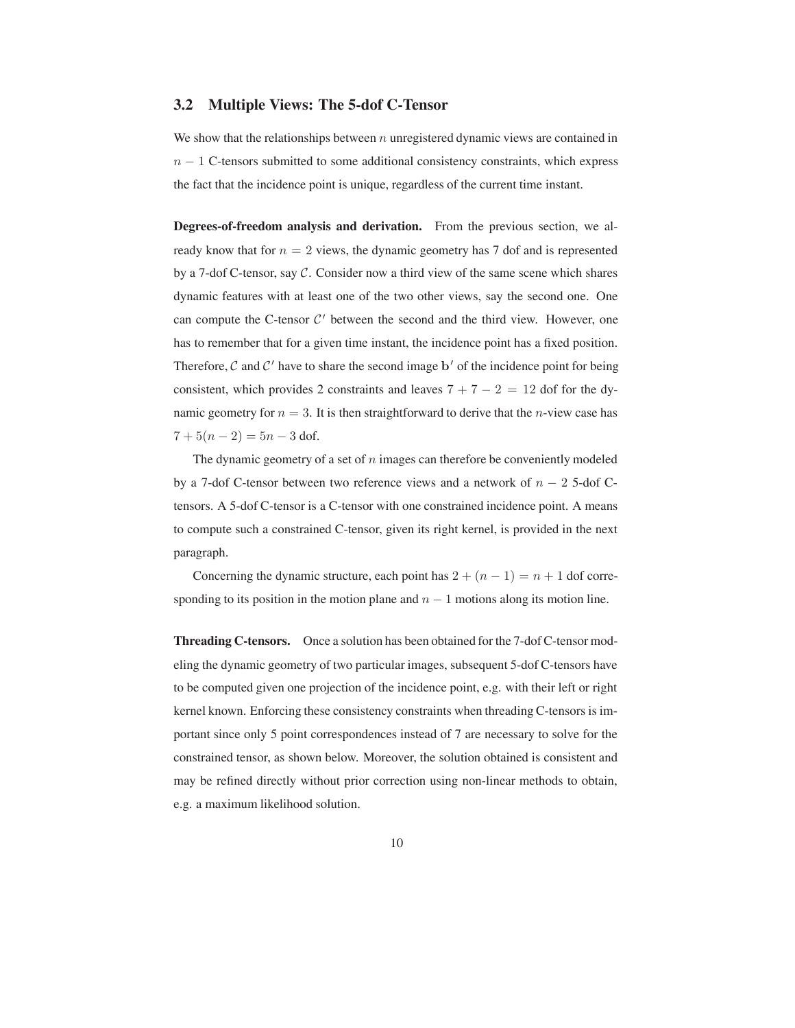### 3.2 Multiple Views: The 5-dof C-Tensor

We show that the relationships between $n$ unregistered dynamic views are contained in $n-1$ C-tensors submitted to some additional consistency constraints, which express the fact that the incidence point is unique, regardless of the current time instant.

**Degrees-of-freedom analysis and derivation.** From the previous section, we already know that for $n = 2$ views, the dynamic geometry has 7 dof and is represented by a 7-dof C-tensor, say $\mathcal{C}$. Consider now a third view of the same scene which shares dynamic features with at least one of the two other views, say the second one. One can compute the C-tensor $\mathcal{C}'$ between the second and the third view. However, one has to remember that for a given time instant, the incidence point has a fixed position. Therefore, $\mathcal{C}$ and $\mathcal{C}'$ have to share the second image $\mathbf{b}'$ of the incidence point for being consistent, which provides 2 constraints and leaves $7 + 7 - 2 = 12$ dof for the dynamic geometry for $n = 3$. It is then straightforward to derive that the $n$-view case has $7 + 5(n-2) = 5n - 3$ dof.

The dynamic geometry of a set of $n$ images can therefore be conveniently modeled by a 7-dof C-tensor between two reference views and a network of $n-2$ 5-dof C-tensors. A 5-dof C-tensor is a C-tensor with one constrained incidence point. A means to compute such a constrained C-tensor, given its right kernel, is provided in the next paragraph.

Concerning the dynamic structure, each point has $2 + (n-1) = n+1$ dof corresponding to its position in the motion plane and $n-1$ motions along its motion line.

**Threading C-tensors.** Once a solution has been obtained for the 7-dof C-tensor modeling the dynamic geometry of two particular images, subsequent 5-dof C-tensors have to be computed given one projection of the incidence point, e.g. with their left or right kernel known. Enforcing these consistency constraints when threading C-tensors is important since only 5 point correspondences instead of 7 are necessary to solve for the constrained tensor, as shown below. Moreover, the solution obtained is consistent and may be refined directly without prior correction using non-linear methods to obtain, e.g. a maximum likelihood solution.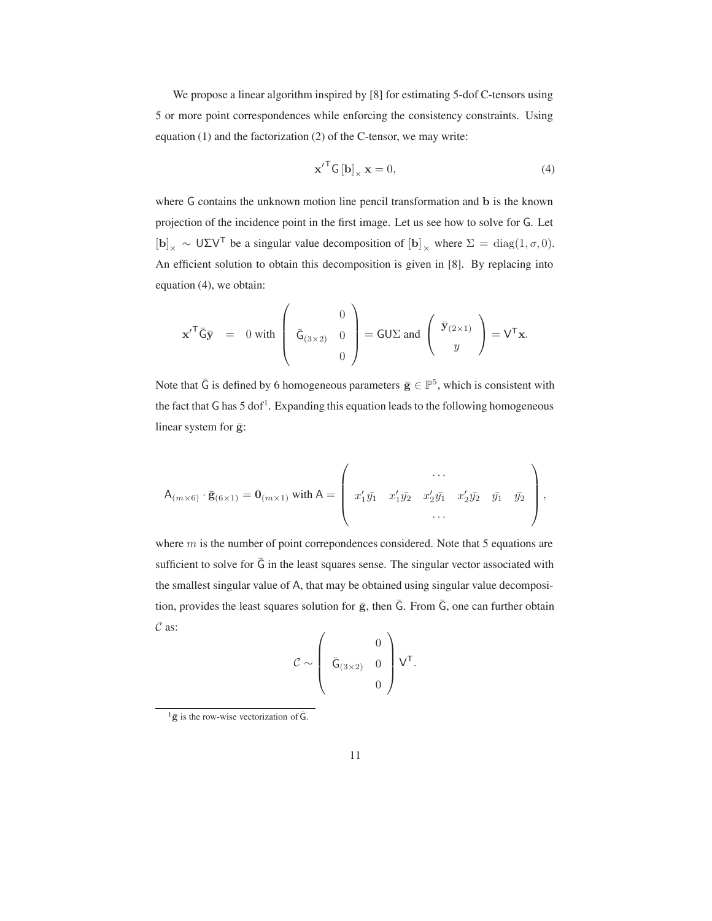We propose a linear algorithm inspired by [8] for estimating 5-dof C-tensors using 5 or more point correspondences while enforcing the consistency constraints. Using equation (1) and the factorization (2) of the C-tensor, we may write:

$$\mathbf{x}'^{\mathsf{T}} \mathsf{G} \left[\mathbf{b}\right]_{\times} \mathbf{x} = 0, \tag{4}$$

where $\mathsf{G}$ contains the unknown motion line pencil transformation and $\mathbf{b}$ is the known projection of the incidence point in the first image. Let us see how to solve for $\mathsf{G}$. Let $\left[\mathbf{b}\right]_{\times} \sim \mathsf{U}\Sigma\mathsf{V}^{\mathsf{T}}$ be a singular value decomposition of $\left[\mathbf{b}\right]_{\times}$ where $\Sigma = \mathrm{diag}(1, \sigma, 0)$. An efficient solution to obtain this decomposition is given in [8]. By replacing into equation (4), we obtain:

$$\mathbf{x}'^{\mathsf{T}} \bar{\mathsf{G}} \bar{\mathbf{y}} = 0 \text{ with } \begin{pmatrix} & & 0 \\ \bar{\mathsf{G}}_{(3\times 2)} & & 0 \\ & & 0 \end{pmatrix} = \mathsf{G}\mathsf{U}\Sigma \text{ and } \begin{pmatrix} \bar{\mathbf{y}}_{(2\times 1)} \\ y \end{pmatrix} = \mathsf{V}^{\mathsf{T}}\mathbf{x}.$$

Note that $\bar{\mathsf{G}}$ is defined by 6 homogeneous parameters $\bar{\mathbf{g}} \in \mathbb{P}^5$, which is consistent with the fact that $\mathsf{G}$ has 5 dof[1]. Expanding this equation leads to the following homogeneous linear system for $\bar{\mathbf{g}}$:

$$\mathsf{A}_{(m\times 6)} \cdot \bar{\mathbf{g}}_{(6\times 1)} = \mathbf{0}_{(m\times 1)} \text{ with } \mathsf{A} = \begin{pmatrix} & & \cdots & & & \\ x'_1\bar{y}_1 & x'_1\bar{y}_2 & x'_2\bar{y}_1 & x'_2\bar{y}_2 & \bar{y}_1 & \bar{y}_2 \\ & & \cdots & & & \end{pmatrix},$$

where $m$ is the number of point correpondences considered. Note that 5 equations are sufficient to solve for $\bar{\mathsf{G}}$ in the least squares sense. The singular vector associated with the smallest singular value of $\mathsf{A}$, that may be obtained using singular value decomposition, provides the least squares solution for $\bar{\mathbf{g}}$, then $\bar{\mathsf{G}}$. From $\bar{\mathsf{G}}$, one can further obtain $\mathcal{C}$ as:

$$\mathcal{C} \sim \begin{pmatrix} & & 0 \\ \bar{\mathsf{G}}_{(3\times 2)} & & 0 \\ & & 0 \end{pmatrix} \mathsf{V}^{\mathsf{T}}.$$

[1] $\bar{\mathbf{g}}$ is the row-wise vectorization of $\bar{\mathsf{G}}$.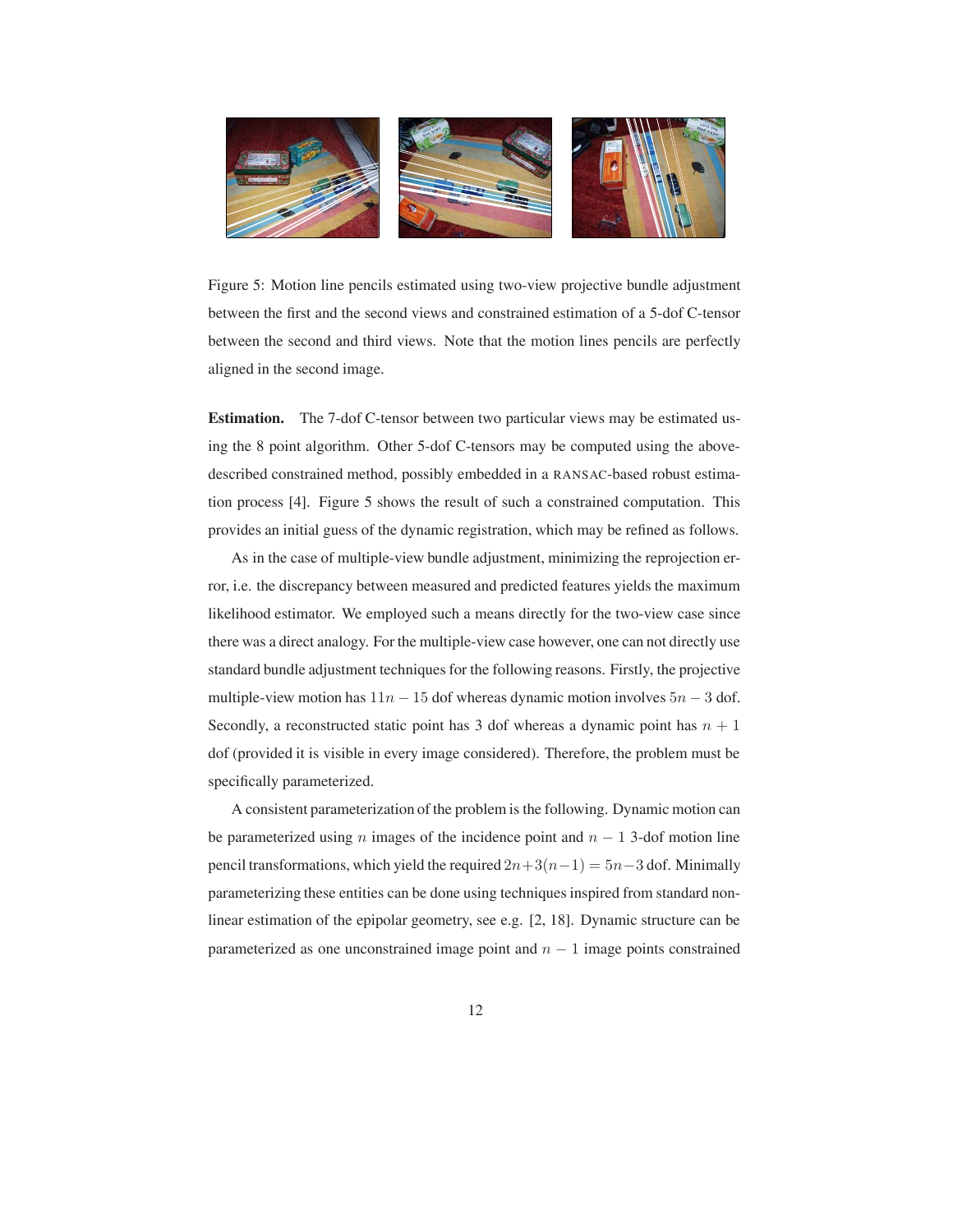Figure 5: Motion line pencils estimated using two-view projective bundle adjustment between the first and the second views and constrained estimation of a 5-dof C-tensor between the second and third views. Note that the motion lines pencils are perfectly aligned in the second image.

**Estimation.** The 7-dof C-tensor between two particular views may be estimated using the 8 point algorithm. Other 5-dof C-tensors may be computed using the above-described constrained method, possibly embedded in a RANSAC-based robust estimation process [4]. Figure 5 shows the result of such a constrained computation. This provides an initial guess of the dynamic registration, which may be refined as follows.

As in the case of multiple-view bundle adjustment, minimizing the reprojection error, i.e. the discrepancy between measured and predicted features yields the maximum likelihood estimator. We employed such a means directly for the two-view case since there was a direct analogy. For the multiple-view case however, one can not directly use standard bundle adjustment techniques for the following reasons. Firstly, the projective multiple-view motion has $11n - 15$ dof whereas dynamic motion involves $5n - 3$ dof. Secondly, a reconstructed static point has 3 dof whereas a dynamic point has $n + 1$ dof (provided it is visible in every image considered). Therefore, the problem must be specifically parameterized.

A consistent parameterization of the problem is the following. Dynamic motion can be parameterized using $n$ images of the incidence point and $n - 1$ 3-dof motion line pencil transformations, which yield the required $2n + 3(n-1) = 5n - 3$ dof. Minimally parameterizing these entities can be done using techniques inspired from standard non-linear estimation of the epipolar geometry, see e.g. [2, 18]. Dynamic structure can be parameterized as one unconstrained image point and $n - 1$ image points constrained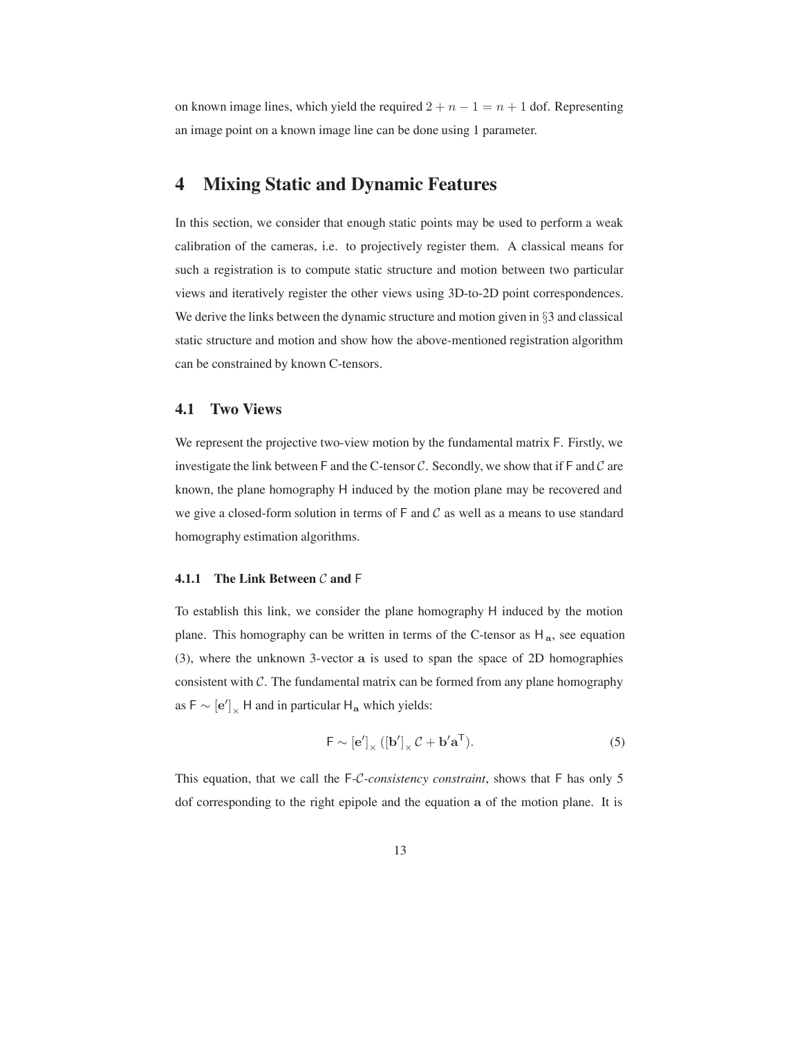on known image lines, which yield the required $2 + n - 1 = n + 1$ dof. Representing an image point on a known image line can be done using 1 parameter.

# 4 Mixing Static and Dynamic Features

In this section, we consider that enough static points may be used to perform a weak calibration of the cameras, i.e. to projectively register them. A classical means for such a registration is to compute static structure and motion between two particular views and iteratively register the other views using 3D-to-2D point correspondences. We derive the links between the dynamic structure and motion given in §3 and classical static structure and motion and show how the above-mentioned registration algorithm can be constrained by known C-tensors.

## 4.1 Two Views

We represent the projective two-view motion by the fundamental matrix $\mathsf{F}$. Firstly, we investigate the link between $\mathsf{F}$ and the C-tensor $\mathcal{C}$. Secondly, we show that if $\mathsf{F}$ and $\mathcal{C}$ are known, the plane homography $\mathsf{H}$ induced by the motion plane may be recovered and we give a closed-form solution in terms of $\mathsf{F}$ and $\mathcal{C}$ as well as a means to use standard homography estimation algorithms.

### 4.1.1 The Link Between $\mathcal{C}$ and $\mathsf{F}$

To establish this link, we consider the plane homography $\mathsf{H}$ induced by the motion plane. This homography can be written in terms of the C-tensor as $\mathsf{H}_{\mathbf{a}}$, see equation (3), where the unknown 3-vector $\mathbf{a}$ is used to span the space of 2D homographies consistent with $\mathcal{C}$. The fundamental matrix can be formed from any plane homography as $\mathsf{F} \sim [\mathbf{e}']_\times \mathsf{H}$ and in particular $\mathsf{H}_{\mathbf{a}}$ which yields:

$$\mathsf{F} \sim [\mathbf{e}']_\times ([\mathbf{b}']_\times \mathcal{C} + \mathbf{b}'\mathbf{a}^\mathsf{T}). \tag{5}$$

This equation, that we call the *$\mathsf{F}$-$\mathcal{C}$-consistency constraint*, shows that $\mathsf{F}$ has only 5 dof corresponding to the right epipole and the equation $\mathbf{a}$ of the motion plane. It is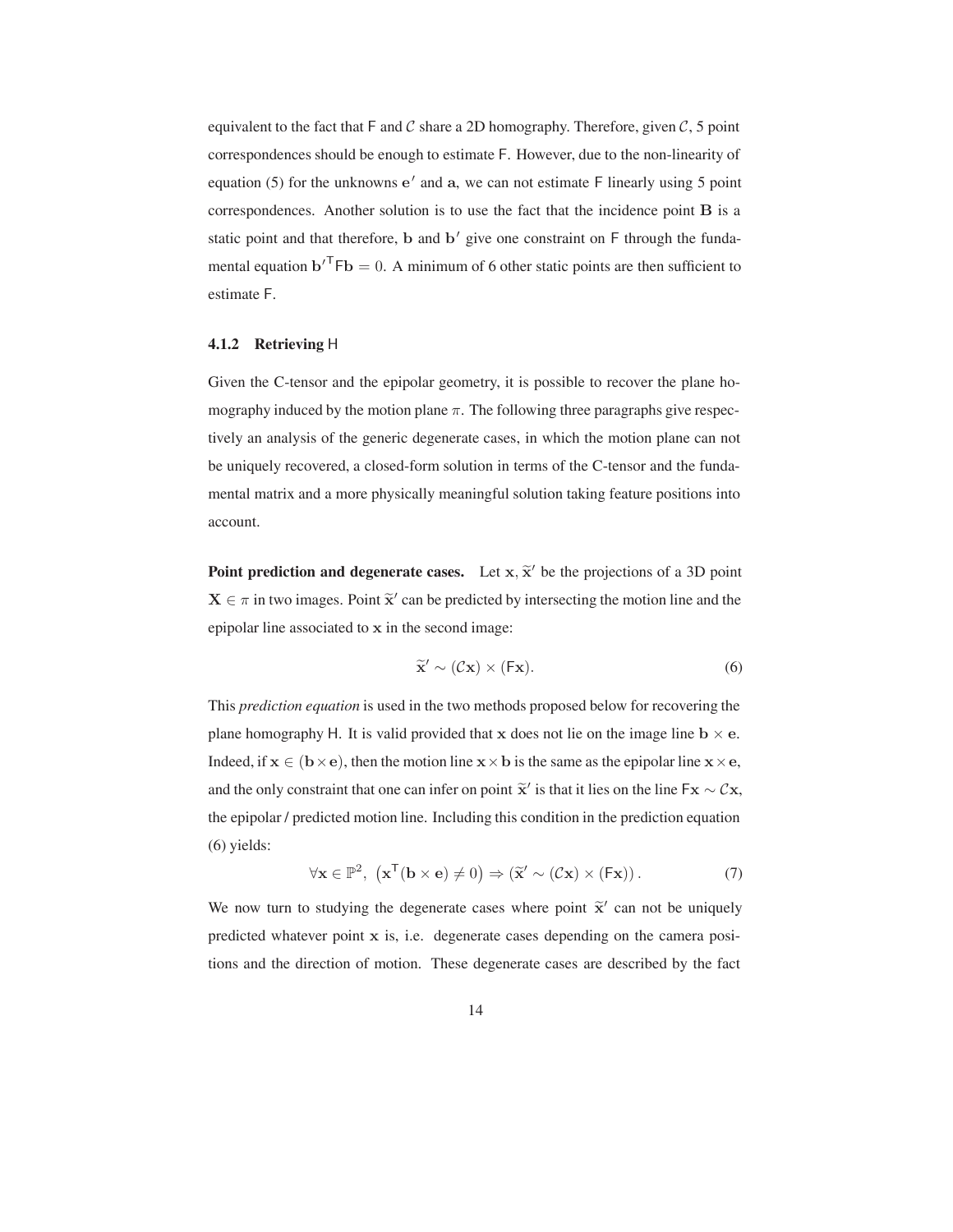equivalent to the fact that $\mathsf{F}$ and $\mathcal{C}$ share a 2D homography. Therefore, given $\mathcal{C}$, 5 point correspondences should be enough to estimate $\mathsf{F}$. However, due to the non-linearity of equation (5) for the unknowns $\mathbf{e}'$ and $\mathbf{a}$, we can not estimate $\mathsf{F}$ linearly using 5 point correspondences. Another solution is to use the fact that the incidence point $\mathbf{B}$ is a static point and that therefore, $\mathbf{b}$ and $\mathbf{b}'$ give one constraint on $\mathsf{F}$ through the fundamental equation $\mathbf{b}'^{\mathsf{T}}\mathsf{F}\mathbf{b} = 0$. A minimum of 6 other static points are then sufficient to estimate $\mathsf{F}$.

#### 4.1.2 Retrieving $\mathsf{H}$

Given the C-tensor and the epipolar geometry, it is possible to recover the plane homography induced by the motion plane $\pi$. The following three paragraphs give respectively an analysis of the generic degenerate cases, in which the motion plane can not be uniquely recovered, a closed-form solution in terms of the C-tensor and the fundamental matrix and a more physically meaningful solution taking feature positions into account.

**Point prediction and degenerate cases.** Let $\mathbf{x}, \widetilde{\mathbf{x}}'$ be the projections of a 3D point $\mathbf{X} \in \pi$ in two images. Point $\widetilde{\mathbf{x}}'$ can be predicted by intersecting the motion line and the epipolar line associated to $\mathbf{x}$ in the second image:

$$\widetilde{\mathbf{x}}' \sim (\mathcal{C}\mathbf{x}) \times (\mathsf{F}\mathbf{x}). \tag{6}$$

This *prediction equation* is used in the two methods proposed below for recovering the plane homography $\mathsf{H}$. It is valid provided that $\mathbf{x}$ does not lie on the image line $\mathbf{b} \times \mathbf{e}$. Indeed, if $\mathbf{x} \in (\mathbf{b} \times \mathbf{e})$, then the motion line $\mathbf{x} \times \mathbf{b}$ is the same as the epipolar line $\mathbf{x} \times \mathbf{e}$, and the only constraint that one can infer on point $\widetilde{\mathbf{x}}'$ is that it lies on the line $\mathsf{F}\mathbf{x} \sim \mathcal{C}\mathbf{x}$, the epipolar / predicted motion line. Including this condition in the prediction equation (6) yields:

$$\forall \mathbf{x} \in \mathbb{P}^2, \ \left(\mathbf{x}^{\mathsf{T}}(\mathbf{b} \times \mathbf{e}) \neq 0\right) \Rightarrow \left(\widetilde{\mathbf{x}}' \sim (\mathcal{C}\mathbf{x}) \times (\mathsf{F}\mathbf{x})\right). \tag{7}$$

We now turn to studying the degenerate cases where point $\widetilde{\mathbf{x}}'$ can not be uniquely predicted whatever point $\mathbf{x}$ is, i.e. degenerate cases depending on the camera positions and the direction of motion. These degenerate cases are described by the fact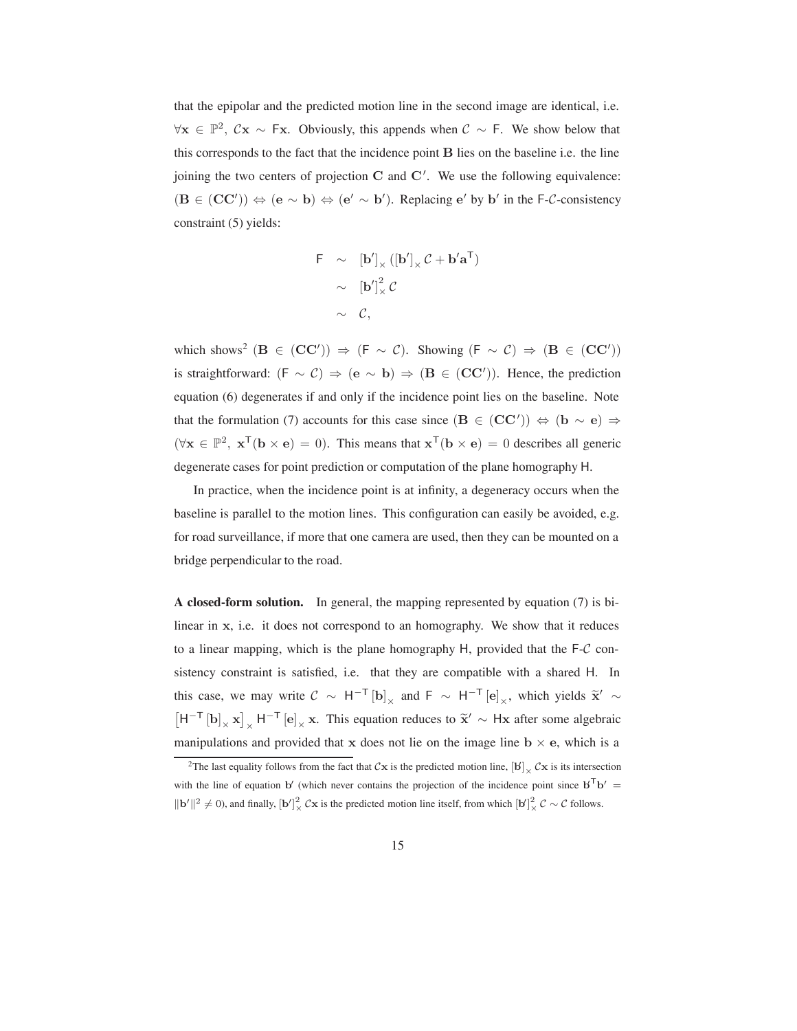that the epipolar and the predicted motion line in the second image are identical, i.e. $\forall \mathbf{x} \in \mathbb{P}^2,\ \mathcal{C}\mathbf{x} \sim \mathsf{F}\mathbf{x}$. Obviously, this appends when $\mathcal{C} \sim \mathsf{F}$. We show below that this corresponds to the fact that the incidence point $\mathbf{B}$ lies on the baseline i.e. the line joining the two centers of projection $\mathbf{C}$ and $\mathbf{C}'$. We use the following equivalence: $(\mathbf{B} \in (\mathbf{CC}')) \Leftrightarrow (\mathbf{e} \sim \mathbf{b}) \Leftrightarrow (\mathbf{e}' \sim \mathbf{b}')$. Replacing $\mathbf{e}'$ by $\mathbf{b}'$ in the $\mathsf{F}$-$\mathcal{C}$-consistency constraint (5) yields:

$$
\begin{aligned}
\mathsf{F} &\sim [\mathbf{b}']_\times \left([\mathbf{b}']_\times \mathcal{C} + \mathbf{b}'\mathbf{a}^\mathsf{T}\right) \\
&\sim [\mathbf{b}']_\times^2 \mathcal{C} \\
&\sim \mathcal{C},
\end{aligned}
$$

which shows[2] $(\mathbf{B} \in (\mathbf{CC}')) \Rightarrow (\mathsf{F} \sim \mathcal{C})$. Showing $(\mathsf{F} \sim \mathcal{C}) \Rightarrow (\mathbf{B} \in (\mathbf{CC}'))$ is straightforward: $(\mathsf{F} \sim \mathcal{C}) \Rightarrow (\mathbf{e} \sim \mathbf{b}) \Rightarrow (\mathbf{B} \in (\mathbf{CC}'))$. Hence, the prediction equation (6) degenerates if and only if the incidence point lies on the baseline. Note that the formulation (7) accounts for this case since $(\mathbf{B} \in (\mathbf{CC}')) \Leftrightarrow (\mathbf{b} \sim \mathbf{e}) \Rightarrow (\forall \mathbf{x} \in \mathbb{P}^2,\ \mathbf{x}^\mathsf{T}(\mathbf{b} \times \mathbf{e}) = 0)$. This means that $\mathbf{x}^\mathsf{T}(\mathbf{b} \times \mathbf{e}) = 0$ describes all generic degenerate cases for point prediction or computation of the plane homography $\mathsf{H}$.

In practice, when the incidence point is at infinity, a degeneracy occurs when the baseline is parallel to the motion lines. This configuration can easily be avoided, e.g. for road surveillance, if more that one camera are used, then they can be mounted on a bridge perpendicular to the road.

**A closed-form solution.** In general, the mapping represented by equation (7) is bilinear in $\mathbf{x}$, i.e. it does not correspond to an homography. We show that it reduces to a linear mapping, which is the plane homography $\mathsf{H}$, provided that the $\mathsf{F}$-$\mathcal{C}$ consistency constraint is satisfied, i.e. that they are compatible with a shared $\mathsf{H}$. In this case, we may write $\mathcal{C} \sim \mathsf{H}^{-\mathsf{T}} [\mathbf{b}]_\times$ and $\mathsf{F} \sim \mathsf{H}^{-\mathsf{T}} [\mathbf{e}]_\times$, which yields $\widetilde{\mathbf{x}}' \sim \left[\mathsf{H}^{-\mathsf{T}} [\mathbf{b}]_\times \mathbf{x}\right]_\times \mathsf{H}^{-\mathsf{T}} [\mathbf{e}]_\times \mathbf{x}$. This equation reduces to $\widetilde{\mathbf{x}}' \sim \mathsf{H}\mathbf{x}$ after some algebraic manipulations and provided that $\mathbf{x}$ does not lie on the image line $\mathbf{b} \times \mathbf{e}$, which is a

[2] The last equality follows from the fact that $\mathcal{C}\mathbf{x}$ is the predicted motion line, $[\mathbf{b}']_\times \mathcal{C}\mathbf{x}$ is its intersection with the line of equation $\mathbf{b}'$ (which never contains the projection of the incidence point since $\mathbf{b}'^\mathsf{T}\mathbf{b}' = \|\mathbf{b}'\|^2 \neq 0$), and finally, $[\mathbf{b}']_\times^2 \mathcal{C}\mathbf{x}$ is the predicted motion line itself, from which $[\mathbf{b}']_\times^2 \mathcal{C} \sim \mathcal{C}$ follows.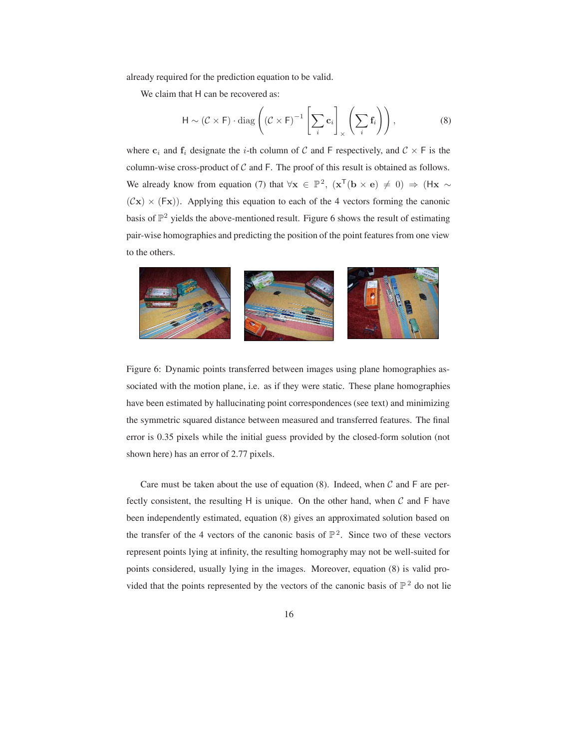already required for the prediction equation to be valid.

We claim that H can be recovered as:

$$\mathsf{H} \sim (\mathcal{C} \times \mathsf{F}) \cdot \operatorname{diag}\left( (\mathcal{C} \times \mathsf{F})^{-1} \left[ \sum_i \mathbf{c}_i \right]_\times \left( \sum_i \mathbf{f}_i \right) \right), \tag{8}$$

where $\mathbf{c}_i$ and $\mathbf{f}_i$ designate the $i$-th column of $\mathcal{C}$ and $\mathsf{F}$ respectively, and $\mathcal{C} \times \mathsf{F}$ is the column-wise cross-product of $\mathcal{C}$ and $\mathsf{F}$. The proof of this result is obtained as follows. We already know from equation (7) that $\forall \mathbf{x} \in \mathbb{P}^2$, $(\mathbf{x}^\mathsf{T}(\mathbf{b} \times \mathbf{e}) \neq 0) \Rightarrow (\mathsf{H}\mathbf{x} \sim (\mathcal{C}\mathbf{x}) \times (\mathsf{F}\mathbf{x}))$. Applying this equation to each of the 4 vectors forming the canonic basis of $\mathbb{P}^2$ yields the above-mentioned result. Figure 6 shows the result of estimating pair-wise homographies and predicting the position of the point features from one view to the others.

Figure 6: Dynamic points transferred between images using plane homographies associated with the motion plane, i.e. as if they were static. These plane homographies have been estimated by hallucinating point correspondences (see text) and minimizing the symmetric squared distance between measured and transferred features. The final error is 0.35 pixels while the initial guess provided by the closed-form solution (not shown here) has an error of 2.77 pixels.

Care must be taken about the use of equation (8). Indeed, when $\mathcal{C}$ and $\mathsf{F}$ are perfectly consistent, the resulting H is unique. On the other hand, when $\mathcal{C}$ and $\mathsf{F}$ have been independently estimated, equation (8) gives an approximated solution based on the transfer of the 4 vectors of the canonic basis of $\mathbb{P}^2$. Since two of these vectors represent points lying at infinity, the resulting homography may not be well-suited for points considered, usually lying in the images. Moreover, equation (8) is valid provided that the points represented by the vectors of the canonic basis of $\mathbb{P}^2$ do not lie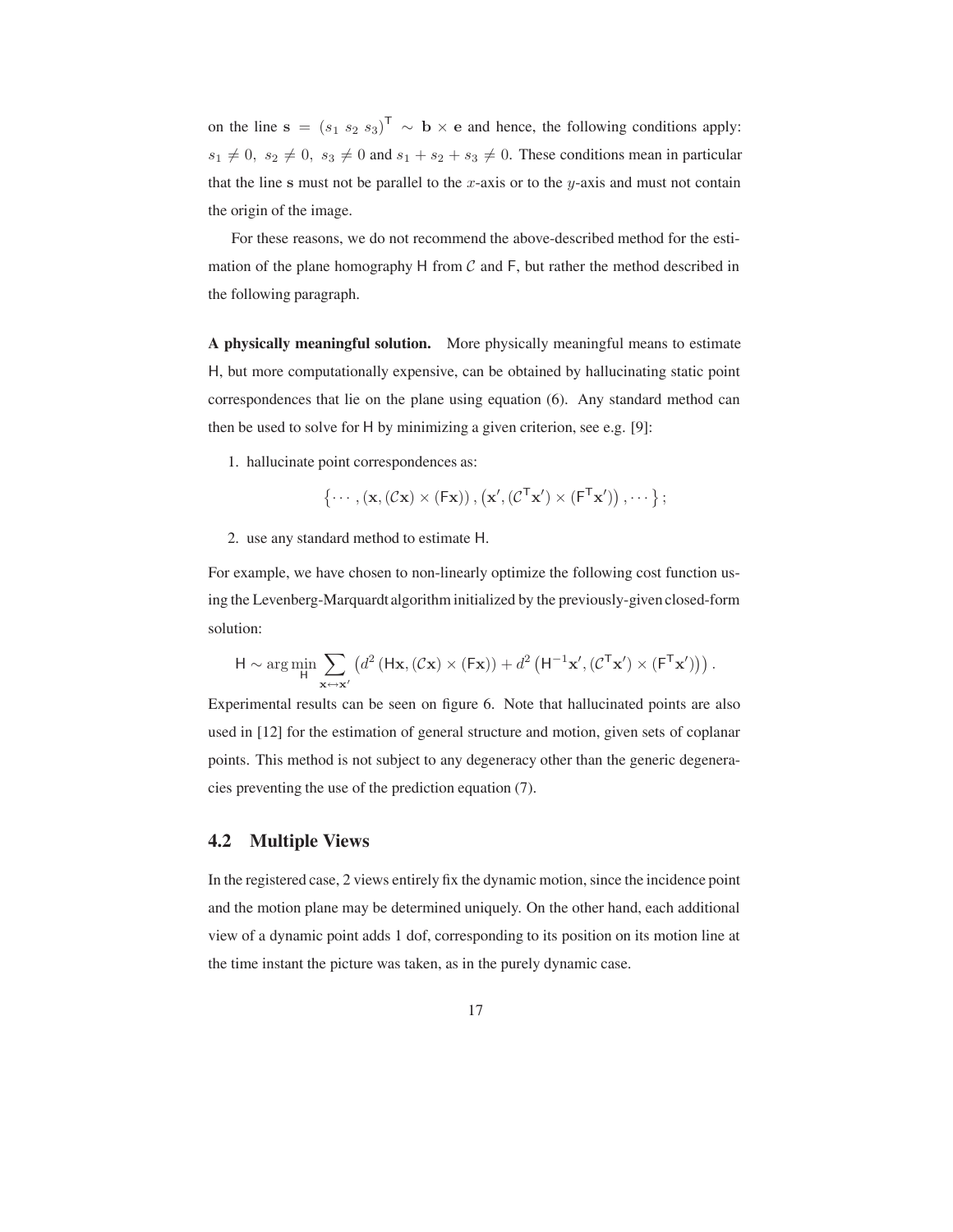on the line $\mathbf{s} = (s_1\ s_2\ s_3)^\mathsf{T} \sim \mathbf{b} \times \mathbf{e}$ and hence, the following conditions apply: $s_1 \neq 0,\ s_2 \neq 0,\ s_3 \neq 0$ and $s_1 + s_2 + s_3 \neq 0$. These conditions mean in particular that the line $\mathbf{s}$ must not be parallel to the $x$-axis or to the $y$-axis and must not contain the origin of the image.

For these reasons, we do not recommend the above-described method for the estimation of the plane homography $\mathsf{H}$ from $\mathcal{C}$ and $\mathsf{F}$, but rather the method described in the following paragraph.

**A physically meaningful solution.** More physically meaningful means to estimate $\mathsf{H}$, but more computationally expensive, can be obtained by hallucinating static point correspondences that lie on the plane using equation (6). Any standard method can then be used to solve for $\mathsf{H}$ by minimizing a given criterion, see e.g. [9]:

1. hallucinate point correspondences as:

$$\left\{ \cdots, (\mathbf{x}, (\mathcal{C}\mathbf{x}) \times (\mathsf{F}\mathbf{x})), \left(\mathbf{x}', (\mathcal{C}^\mathsf{T}\mathbf{x}') \times (\mathsf{F}^\mathsf{T}\mathbf{x}')\right), \cdots \right\};$$

2. use any standard method to estimate $\mathsf{H}$.

For example, we have chosen to non-linearly optimize the following cost function using the Levenberg-Marquardt algorithm initialized by the previously-given closed-form solution:

$$\mathsf{H} \sim \arg\min_{\mathsf{H}} \sum_{\mathbf{x} \leftrightarrow \mathbf{x}'} \left( d^2\left(\mathsf{H}\mathbf{x}, (\mathcal{C}\mathbf{x}) \times (\mathsf{F}\mathbf{x})\right) + d^2\left(\mathsf{H}^{-1}\mathbf{x}', (\mathcal{C}^\mathsf{T}\mathbf{x}') \times (\mathsf{F}^\mathsf{T}\mathbf{x}')\right)\right).$$

Experimental results can be seen on figure 6. Note that hallucinated points are also used in [12] for the estimation of general structure and motion, given sets of coplanar points. This method is not subject to any degeneracy other than the generic degeneracies preventing the use of the prediction equation (7).

## 4.2 Multiple Views

In the registered case, 2 views entirely fix the dynamic motion, since the incidence point and the motion plane may be determined uniquely. On the other hand, each additional view of a dynamic point adds 1 dof, corresponding to its position on its motion line at the time instant the picture was taken, as in the purely dynamic case.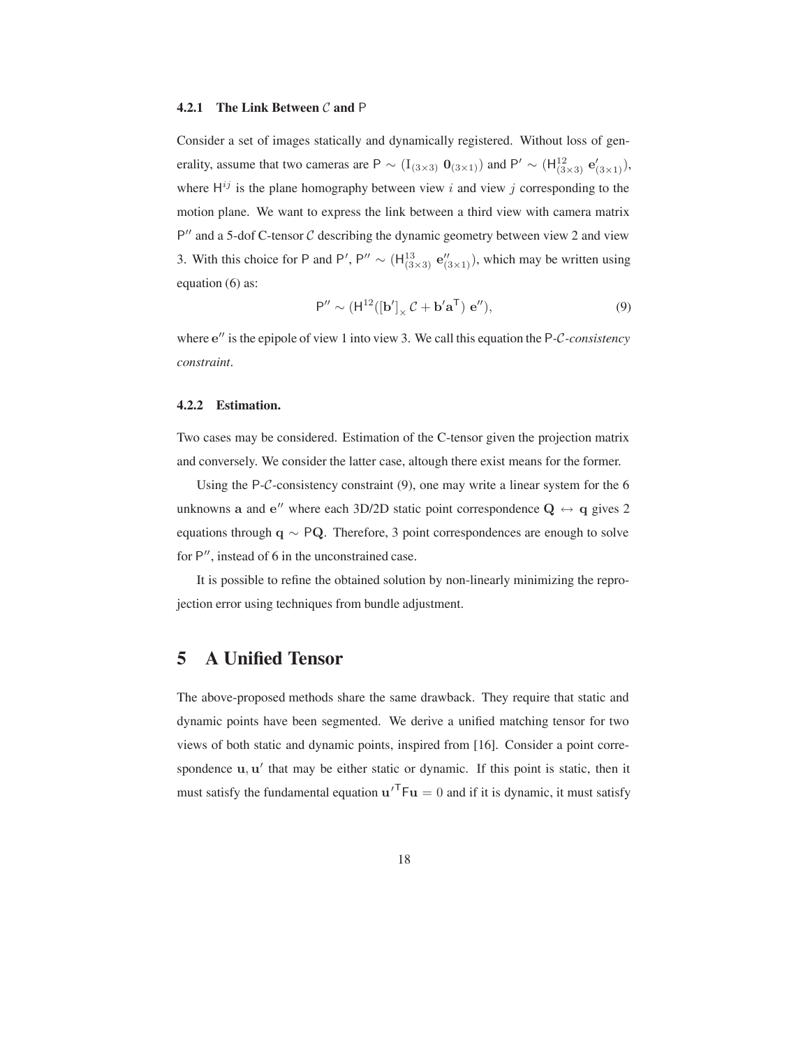#### 4.2.1 The Link Between $\mathcal{C}$ and $\mathsf{P}$

Consider a set of images statically and dynamically registered. Without loss of generality, assume that two cameras are $\mathsf{P} \sim (\mathrm{I}_{(3\times3)}\ \mathbf{0}_{(3\times1)})$ and $\mathsf{P}' \sim (\mathsf{H}^{12}_{(3\times3)}\ \mathbf{e}'_{(3\times1)})$, where $\mathsf{H}^{ij}$ is the plane homography between view $i$ and view $j$ corresponding to the motion plane. We want to express the link between a third view with camera matrix $\mathsf{P}''$ and a 5-dof C-tensor $\mathcal{C}$ describing the dynamic geometry between view 2 and view 3. With this choice for $\mathsf{P}$ and $\mathsf{P}'$, $\mathsf{P}'' \sim (\mathsf{H}^{13}_{(3\times3)}\ \mathbf{e}''_{(3\times1)})$, which may be written using equation (6) as:

$$\mathsf{P}'' \sim (\mathsf{H}^{12}([\mathbf{b}']_{\times}\,\mathcal{C} + \mathbf{b}'\mathbf{a}^{\mathsf{T}})\ \mathbf{e}''), \tag{9}$$

where $\mathbf{e}''$ is the epipole of view 1 into view 3. We call this equation the $\mathsf{P}$-$\mathcal{C}$*-consistency constraint*.

#### 4.2.2 Estimation.

Two cases may be considered. Estimation of the C-tensor given the projection matrix and conversely. We consider the latter case, altough there exist means for the former.

Using the $\mathsf{P}$-$\mathcal{C}$-consistency constraint (9), one may write a linear system for the 6 unknowns $\mathbf{a}$ and $\mathbf{e}''$ where each 3D/2D static point correspondence $\mathbf{Q} \leftrightarrow \mathbf{q}$ gives 2 equations through $\mathbf{q} \sim \mathsf{P}\mathbf{Q}$. Therefore, 3 point correspondences are enough to solve for $\mathsf{P}''$, instead of 6 in the unconstrained case.

It is possible to refine the obtained solution by non-linearly minimizing the reprojection error using techniques from bundle adjustment.

## 5 A Unified Tensor

The above-proposed methods share the same drawback. They require that static and dynamic points have been segmented. We derive a unified matching tensor for two views of both static and dynamic points, inspired from [16]. Consider a point correspondence $\mathbf{u}, \mathbf{u}'$ that may be either static or dynamic. If this point is static, then it must satisfy the fundamental equation $\mathbf{u}'^{\mathsf{T}}\mathsf{F}\mathbf{u} = 0$ and if it is dynamic, it must satisfy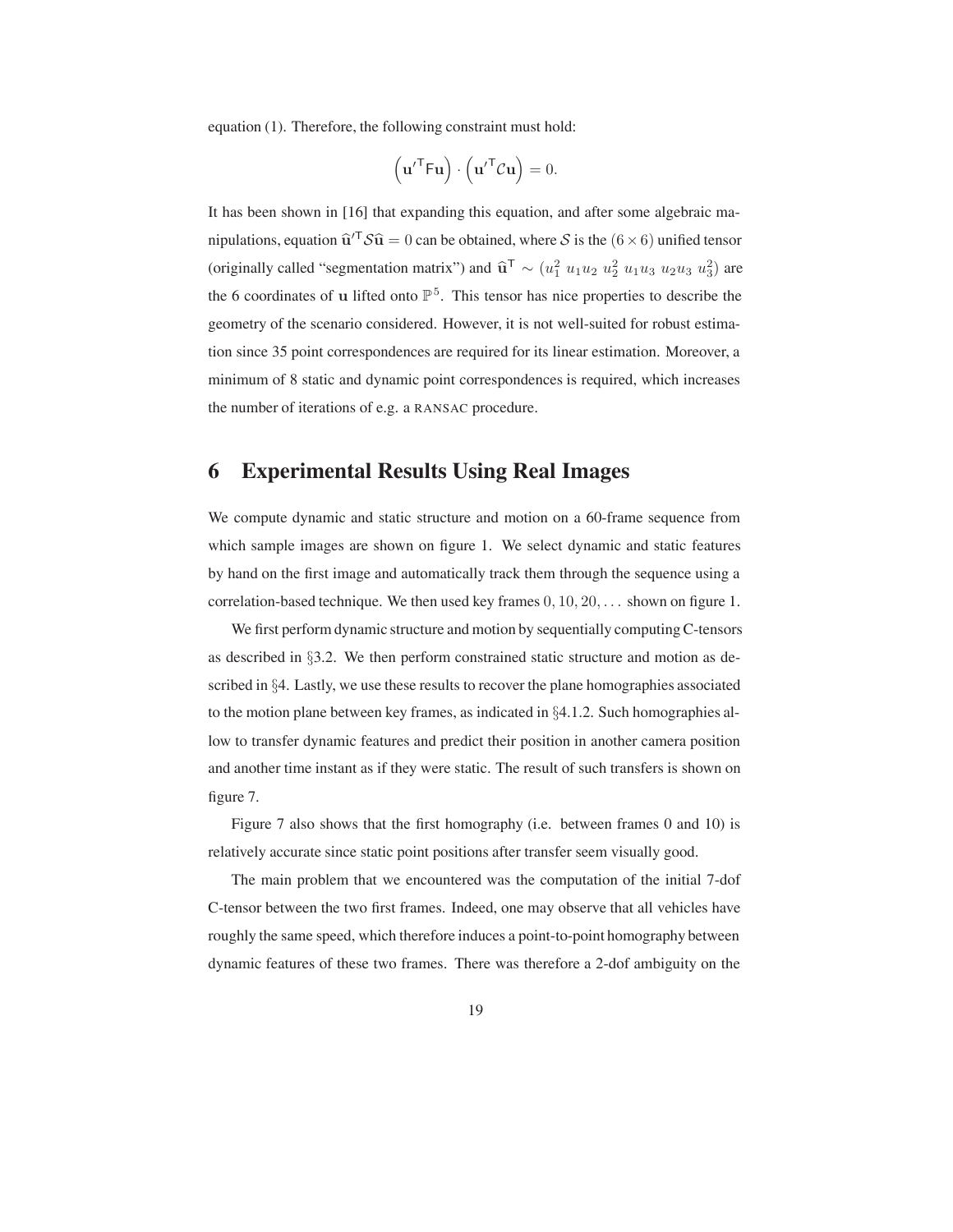equation (1). Therefore, the following constraint must hold:

$$\left(\mathbf{u}'^{\mathsf{T}}\mathsf{F}\mathbf{u}\right) \cdot \left(\mathbf{u}'^{\mathsf{T}}\mathcal{C}\mathbf{u}\right) = 0.$$

It has been shown in [16] that expanding this equation, and after some algebraic manipulations, equation $\widehat{\mathbf{u}}'^{\mathsf{T}}\mathcal{S}\widehat{\mathbf{u}} = 0$ can be obtained, where $\mathcal{S}$ is the $(6 \times 6)$ unified tensor (originally called "segmentation matrix") and $\widehat{\mathbf{u}}^{\mathsf{T}} \sim (u_1^2 \; u_1u_2 \; u_2^2 \; u_1u_3 \; u_2u_3 \; u_3^2)$ are the 6 coordinates of $\mathbf{u}$ lifted onto $\mathbb{P}^5$. This tensor has nice properties to describe the geometry of the scenario considered. However, it is not well-suited for robust estimation since 35 point correspondences are required for its linear estimation. Moreover, a minimum of 8 static and dynamic point correspondences is required, which increases the number of iterations of e.g. a RANSAC procedure.

# 6 Experimental Results Using Real Images

We compute dynamic and static structure and motion on a 60-frame sequence from which sample images are shown on figure 1. We select dynamic and static features by hand on the first image and automatically track them through the sequence using a correlation-based technique. We then used key frames $0, 10, 20, \ldots$ shown on figure 1.

We first perform dynamic structure and motion by sequentially computing C-tensors as described in §3.2. We then perform constrained static structure and motion as described in §4. Lastly, we use these results to recover the plane homographies associated to the motion plane between key frames, as indicated in §4.1.2. Such homographies allow to transfer dynamic features and predict their position in another camera position and another time instant as if they were static. The result of such transfers is shown on figure 7.

Figure 7 also shows that the first homography (i.e. between frames 0 and 10) is relatively accurate since static point positions after transfer seem visually good.

The main problem that we encountered was the computation of the initial 7-dof C-tensor between the two first frames. Indeed, one may observe that all vehicles have roughly the same speed, which therefore induces a point-to-point homography between dynamic features of these two frames. There was therefore a 2-dof ambiguity on the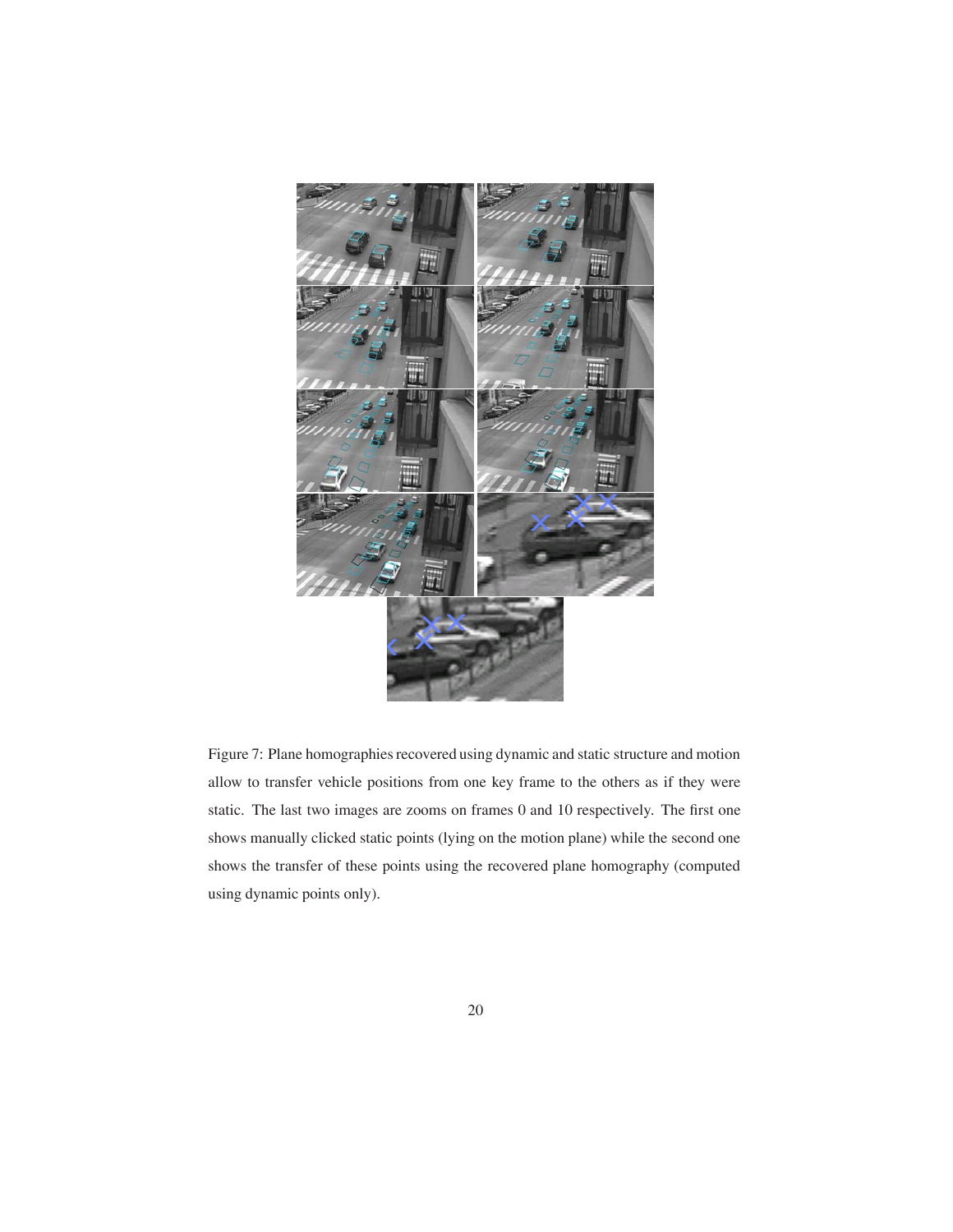Figure 7: Plane homographies recovered using dynamic and static structure and motion allow to transfer vehicle positions from one key frame to the others as if they were static. The last two images are zooms on frames 0 and 10 respectively. The first one shows manually clicked static points (lying on the motion plane) while the second one shows the transfer of these points using the recovered plane homography (computed using dynamic points only).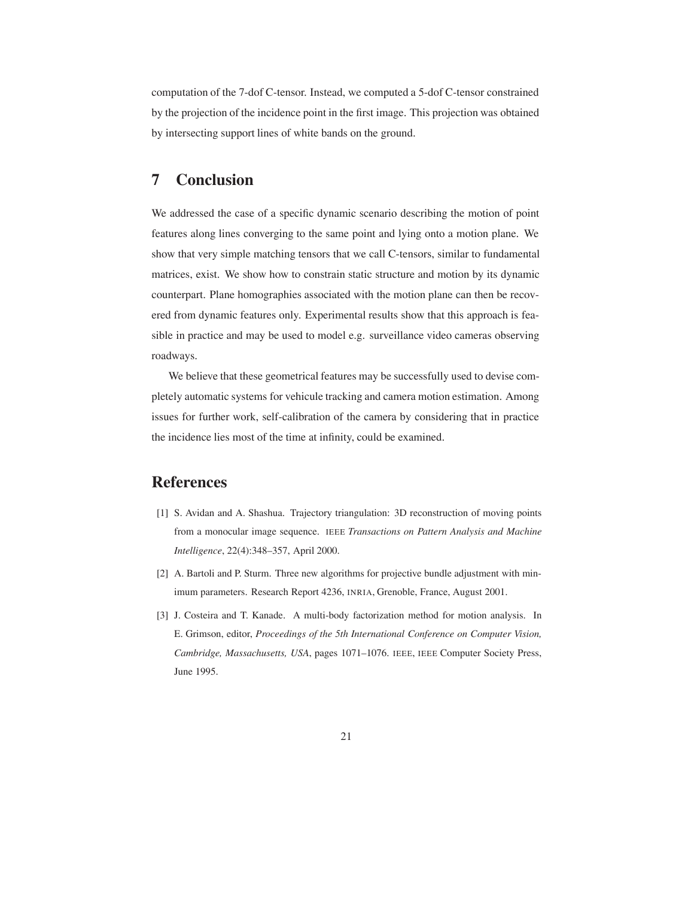computation of the 7-dof C-tensor. Instead, we computed a 5-dof C-tensor constrained by the projection of the incidence point in the first image. This projection was obtained by intersecting support lines of white bands on the ground.

## 7 Conclusion

We addressed the case of a specific dynamic scenario describing the motion of point features along lines converging to the same point and lying onto a motion plane. We show that very simple matching tensors that we call C-tensors, similar to fundamental matrices, exist. We show how to constrain static structure and motion by its dynamic counterpart. Plane homographies associated with the motion plane can then be recovered from dynamic features only. Experimental results show that this approach is feasible in practice and may be used to model e.g. surveillance video cameras observing roadways.

We believe that these geometrical features may be successfully used to devise completely automatic systems for vehicule tracking and camera motion estimation. Among issues for further work, self-calibration of the camera by considering that in practice the incidence lies most of the time at infinity, could be examined.

## References

[1] S. Avidan and A. Shashua. Trajectory triangulation: 3D reconstruction of moving points from a monocular image sequence. IEEE *Transactions on Pattern Analysis and Machine Intelligence*, 22(4):348–357, April 2000.

[2] A. Bartoli and P. Sturm. Three new algorithms for projective bundle adjustment with minimum parameters. Research Report 4236, INRIA, Grenoble, France, August 2001.

[3] J. Costeira and T. Kanade. A multi-body factorization method for motion analysis. In E. Grimson, editor, *Proceedings of the 5th International Conference on Computer Vision, Cambridge, Massachusetts, USA*, pages 1071–1076. IEEE, IEEE Computer Society Press, June 1995.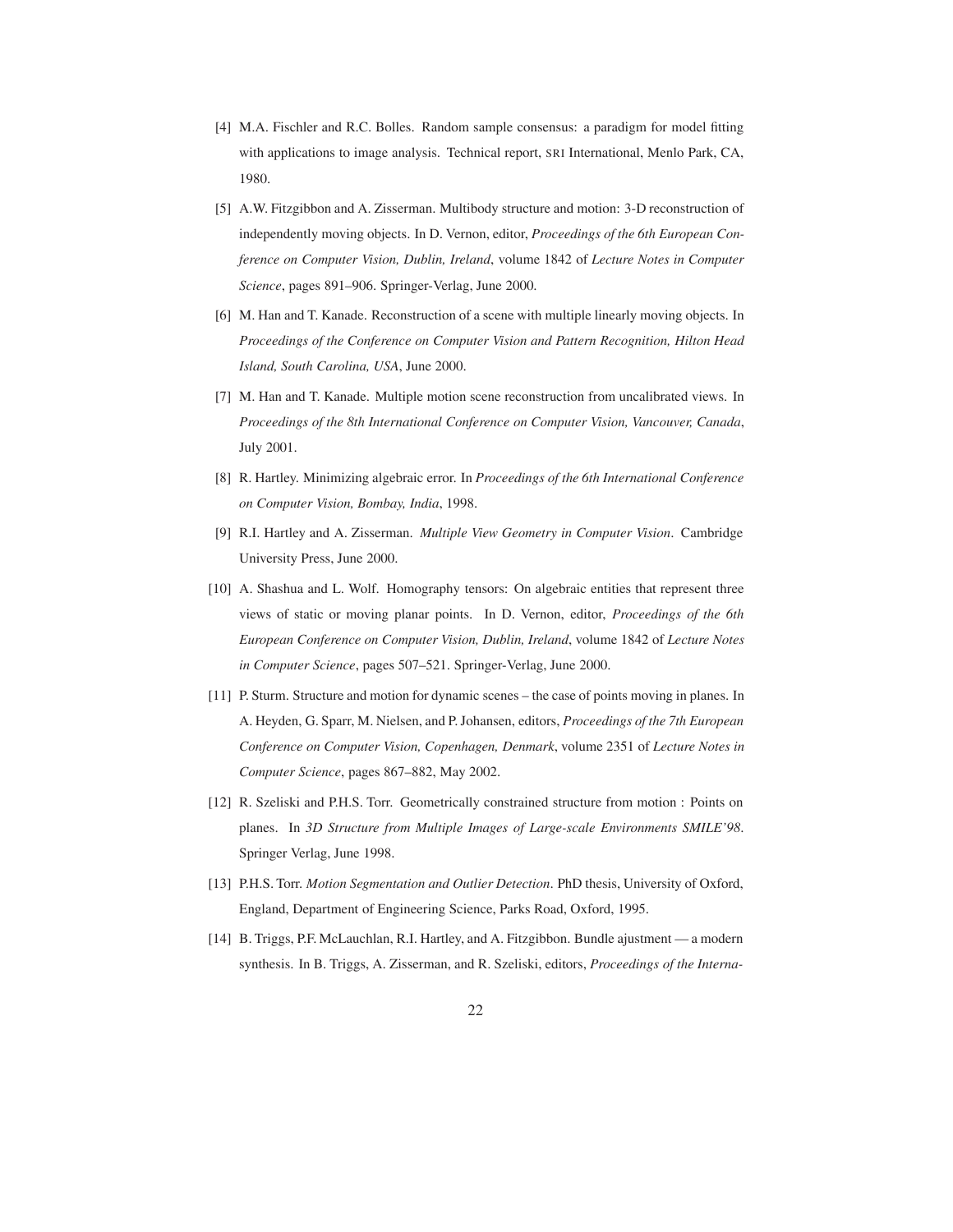[4] M.A. Fischler and R.C. Bolles. Random sample consensus: a paradigm for model fitting with applications to image analysis. Technical report, SRI International, Menlo Park, CA, 1980.

[5] A.W. Fitzgibbon and A. Zisserman. Multibody structure and motion: 3-D reconstruction of independently moving objects. In D. Vernon, editor, *Proceedings of the 6th European Conference on Computer Vision, Dublin, Ireland*, volume 1842 of *Lecture Notes in Computer Science*, pages 891–906. Springer-Verlag, June 2000.

[6] M. Han and T. Kanade. Reconstruction of a scene with multiple linearly moving objects. In *Proceedings of the Conference on Computer Vision and Pattern Recognition, Hilton Head Island, South Carolina, USA*, June 2000.

[7] M. Han and T. Kanade. Multiple motion scene reconstruction from uncalibrated views. In *Proceedings of the 8th International Conference on Computer Vision, Vancouver, Canada*, July 2001.

[8] R. Hartley. Minimizing algebraic error. In *Proceedings of the 6th International Conference on Computer Vision, Bombay, India*, 1998.

[9] R.I. Hartley and A. Zisserman. *Multiple View Geometry in Computer Vision*. Cambridge University Press, June 2000.

[10] A. Shashua and L. Wolf. Homography tensors: On algebraic entities that represent three views of static or moving planar points. In D. Vernon, editor, *Proceedings of the 6th European Conference on Computer Vision, Dublin, Ireland*, volume 1842 of *Lecture Notes in Computer Science*, pages 507–521. Springer-Verlag, June 2000.

[11] P. Sturm. Structure and motion for dynamic scenes – the case of points moving in planes. In A. Heyden, G. Sparr, M. Nielsen, and P. Johansen, editors, *Proceedings of the 7th European Conference on Computer Vision, Copenhagen, Denmark*, volume 2351 of *Lecture Notes in Computer Science*, pages 867–882, May 2002.

[12] R. Szeliski and P.H.S. Torr. Geometrically constrained structure from motion : Points on planes. In *3D Structure from Multiple Images of Large-scale Environments SMILE'98*. Springer Verlag, June 1998.

[13] P.H.S. Torr. *Motion Segmentation and Outlier Detection*. PhD thesis, University of Oxford, England, Department of Engineering Science, Parks Road, Oxford, 1995.

[14] B. Triggs, P.F. McLauchlan, R.I. Hartley, and A. Fitzgibbon. Bundle ajustment — a modern synthesis. In B. Triggs, A. Zisserman, and R. Szeliski, editors, *Proceedings of the Interna-*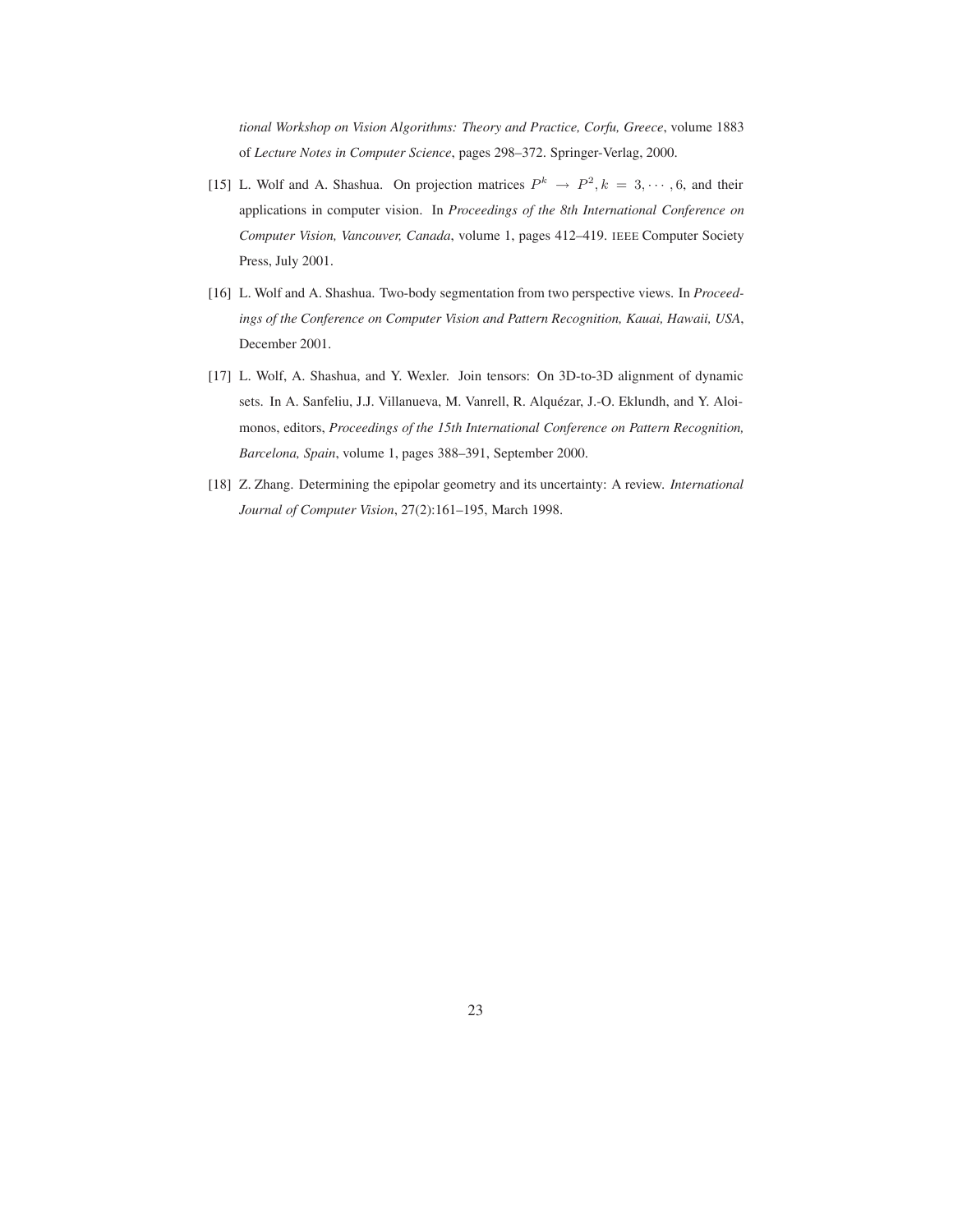*tional Workshop on Vision Algorithms: Theory and Practice, Corfu, Greece*, volume 1883 of *Lecture Notes in Computer Science*, pages 298–372. Springer-Verlag, 2000.

[15] L. Wolf and A. Shashua. On projection matrices $P^k \rightarrow P^2, k = 3, \cdots, 6$, and their applications in computer vision. In *Proceedings of the 8th International Conference on Computer Vision, Vancouver, Canada*, volume 1, pages 412–419. IEEE Computer Society Press, July 2001.

[16] L. Wolf and A. Shashua. Two-body segmentation from two perspective views. In *Proceedings of the Conference on Computer Vision and Pattern Recognition, Kauai, Hawaii, USA*, December 2001.

[17] L. Wolf, A. Shashua, and Y. Wexler. Join tensors: On 3D-to-3D alignment of dynamic sets. In A. Sanfeliu, J.J. Villanueva, M. Vanrell, R. Alquézar, J.-O. Eklundh, and Y. Aloimonos, editors, *Proceedings of the 15th International Conference on Pattern Recognition, Barcelona, Spain*, volume 1, pages 388–391, September 2000.

[18] Z. Zhang. Determining the epipolar geometry and its uncertainty: A review. *International Journal of Computer Vision*, 27(2):161–195, March 1998.